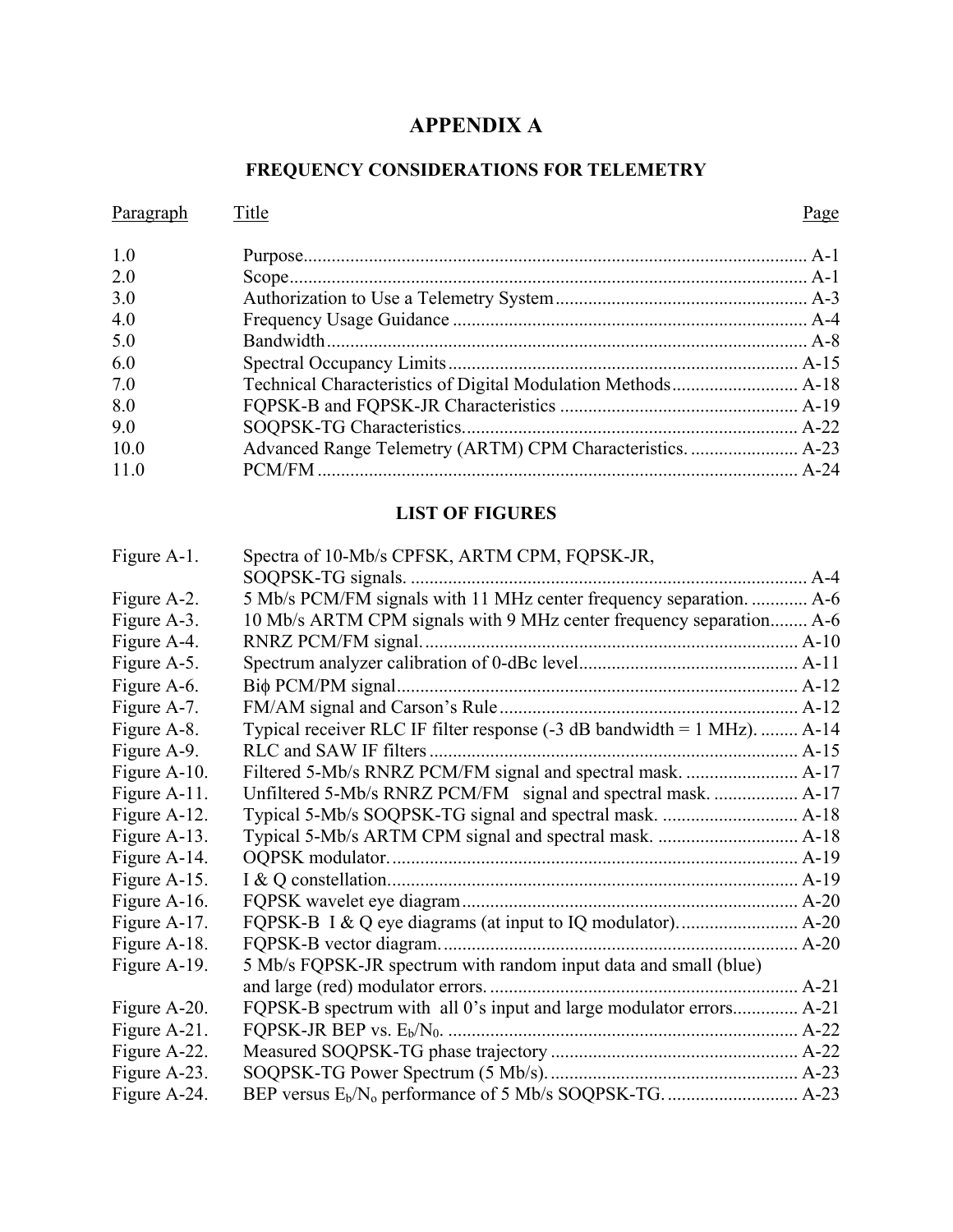# APPENDIX A

## FREQUENCY CONSIDERATIONS FOR TELEMETRY

| Paragraph | Title | Page |
|---|---|---|
| 1.0 | Purpose | A-1 |
| 2.0 | Scope | A-1 |
| 3.0 | Authorization to Use a Telemetry System | A-3 |
| 4.0 | Frequency Usage Guidance | A-4 |
| 5.0 | Bandwidth | A-8 |
| 6.0 | Spectral Occupancy Limits | A-15 |
| 7.0 | Technical Characteristics of Digital Modulation Methods | A-18 |
| 8.0 | FQPSK-B and FQPSK-JR Characteristics | A-19 |
| 9.0 | SOQPSK-TG Characteristics. | A-22 |
| 10.0 | Advanced Range Telemetry (ARTM) CPM Characteristics. | A-23 |
| 11.0 | PCM/FM | A-24 |

## LIST OF FIGURES

| Figure | Title | Page |
|---|---|---|
| Figure A-1. | Spectra of 10-Mb/s CPFSK, ARTM CPM, FQPSK-JR, SOQPSK-TG signals. | A-4 |
| Figure A-2. | 5 Mb/s PCM/FM signals with 11 MHz center frequency separation. | A-6 |
| Figure A-3. | 10 Mb/s ARTM CPM signals with 9 MHz center frequency separation | A-6 |
| Figure A-4. | RNRZ PCM/FM signal. | A-10 |
| Figure A-5. | Spectrum analyzer calibration of 0-dBc level | A-11 |
| Figure A-6. | Biϕ PCM/PM signal | A-12 |
| Figure A-7. | FM/AM signal and Carson's Rule | A-12 |
| Figure A-8. | Typical receiver RLC IF filter response (-3 dB bandwidth = 1 MHz). | A-14 |
| Figure A-9. | RLC and SAW IF filters | A-15 |
| Figure A-10. | Filtered 5-Mb/s RNRZ PCM/FM signal and spectral mask. | A-17 |
| Figure A-11. | Unfiltered 5-Mb/s RNRZ PCM/FM signal and spectral mask. | A-17 |
| Figure A-12. | Typical 5-Mb/s SOQPSK-TG signal and spectral mask. | A-18 |
| Figure A-13. | Typical 5-Mb/s ARTM CPM signal and spectral mask. | A-18 |
| Figure A-14. | OQPSK modulator. | A-19 |
| Figure A-15. | I & Q constellation. | A-19 |
| Figure A-16. | FQPSK wavelet eye diagram | A-20 |
| Figure A-17. | FQPSK-B I & Q eye diagrams (at input to IQ modulator). | A-20 |
| Figure A-18. | FQPSK-B vector diagram. | A-20 |
| Figure A-19. | 5 Mb/s FQPSK-JR spectrum with random input data and small (blue) and large (red) modulator errors. | A-21 |
| Figure A-20. | FQPSK-B spectrum with all 0's input and large modulator errors | A-21 |
| Figure A-21. | FQPSK-JR BEP vs. $E_b/N_0$. | A-22 |
| Figure A-22. | Measured SOQPSK-TG phase trajectory | A-22 |
| Figure A-23. | SOQPSK-TG Power Spectrum (5 Mb/s). | A-23 |
| Figure A-24. | BEP versus $E_b/N_o$ performance of 5 Mb/s SOQPSK-TG. | A-23 |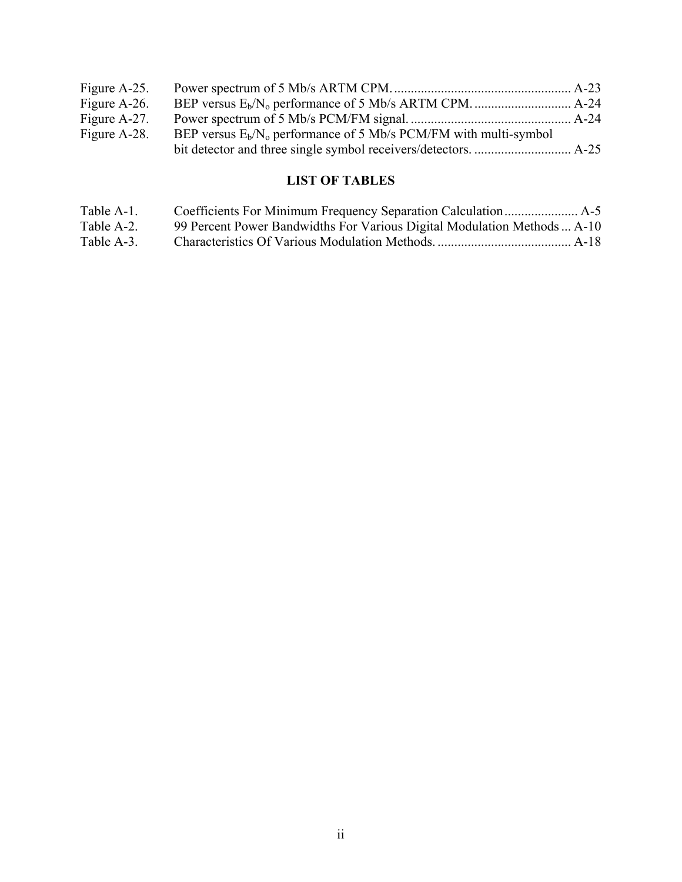Figure A-25. Power spectrum of 5 Mb/s ARTM CPM. ..................................................... A-23
Figure A-26. BEP versus $E_b/N_o$ performance of 5 Mb/s ARTM CPM. ............................. A-24
Figure A-27. Power spectrum of 5 Mb/s PCM/FM signal. ................................................ A-24
Figure A-28. BEP versus $E_b/N_o$ performance of 5 Mb/s PCM/FM with multi-symbol bit detector and three single symbol receivers/detectors. ............................. A-25

## LIST OF TABLES

Table A-1. Coefficients For Minimum Frequency Separation Calculation ...................... A-5
Table A-2. 99 Percent Power Bandwidths For Various Digital Modulation Methods ... A-10
Table A-3. Characteristics Of Various Modulation Methods. ........................................ A-18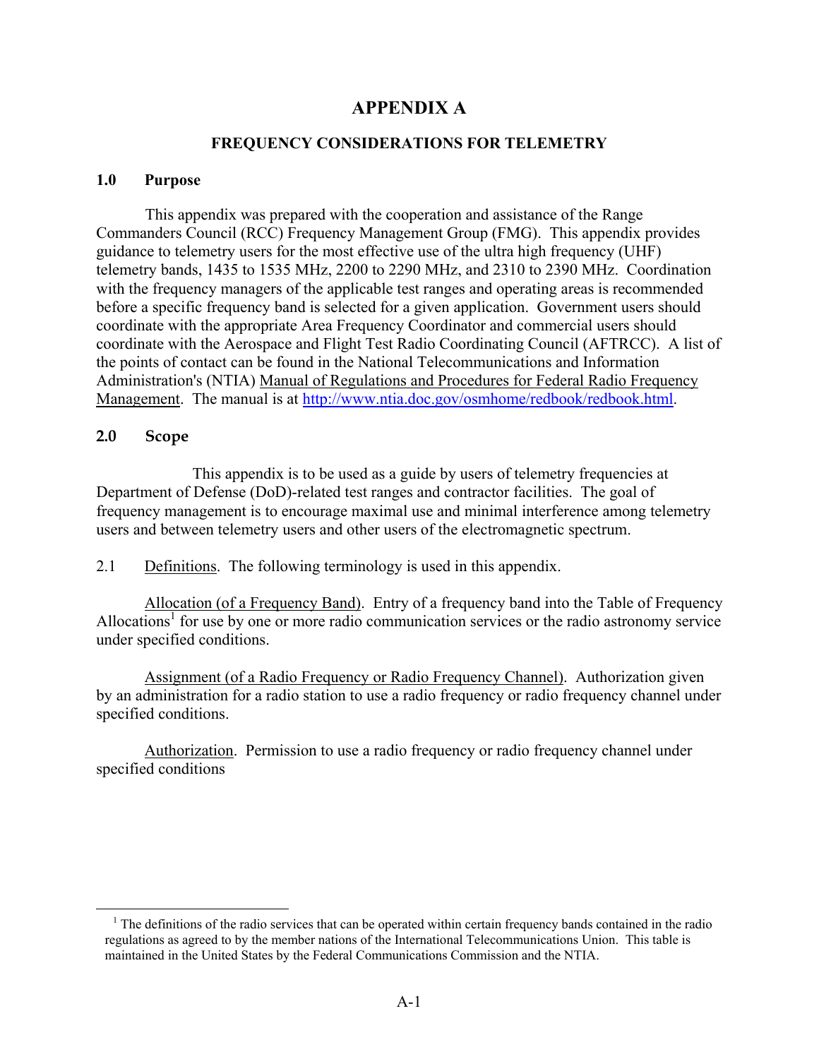# APPENDIX A

## FREQUENCY CONSIDERATIONS FOR TELEMETRY

### 1.0 Purpose

This appendix was prepared with the cooperation and assistance of the Range Commanders Council (RCC) Frequency Management Group (FMG). This appendix provides guidance to telemetry users for the most effective use of the ultra high frequency (UHF) telemetry bands, 1435 to 1535 MHz, 2200 to 2290 MHz, and 2310 to 2390 MHz. Coordination with the frequency managers of the applicable test ranges and operating areas is recommended before a specific frequency band is selected for a given application. Government users should coordinate with the appropriate Area Frequency Coordinator and commercial users should coordinate with the Aerospace and Flight Test Radio Coordinating Council (AFTRCC). A list of the points of contact can be found in the National Telecommunications and Information Administration's (NTIA) Manual of Regulations and Procedures for Federal Radio Frequency Management. The manual is at http://www.ntia.doc.gov/osmhome/redbook/redbook.html.

### 2.0 Scope

This appendix is to be used as a guide by users of telemetry frequencies at Department of Defense (DoD)-related test ranges and contractor facilities. The goal of frequency management is to encourage maximal use and minimal interference among telemetry users and between telemetry users and other users of the electromagnetic spectrum.

2.1 Definitions. The following terminology is used in this appendix.

Allocation (of a Frequency Band). Entry of a frequency band into the Table of Frequency Allocations[1] for use by one or more radio communication services or the radio astronomy service under specified conditions.

Assignment (of a Radio Frequency or Radio Frequency Channel). Authorization given by an administration for a radio station to use a radio frequency or radio frequency channel under specified conditions.

Authorization. Permission to use a radio frequency or radio frequency channel under specified conditions

---

[1] The definitions of the radio services that can be operated within certain frequency bands contained in the radio regulations as agreed to by the member nations of the International Telecommunications Union. This table is maintained in the United States by the Federal Communications Commission and the NTIA.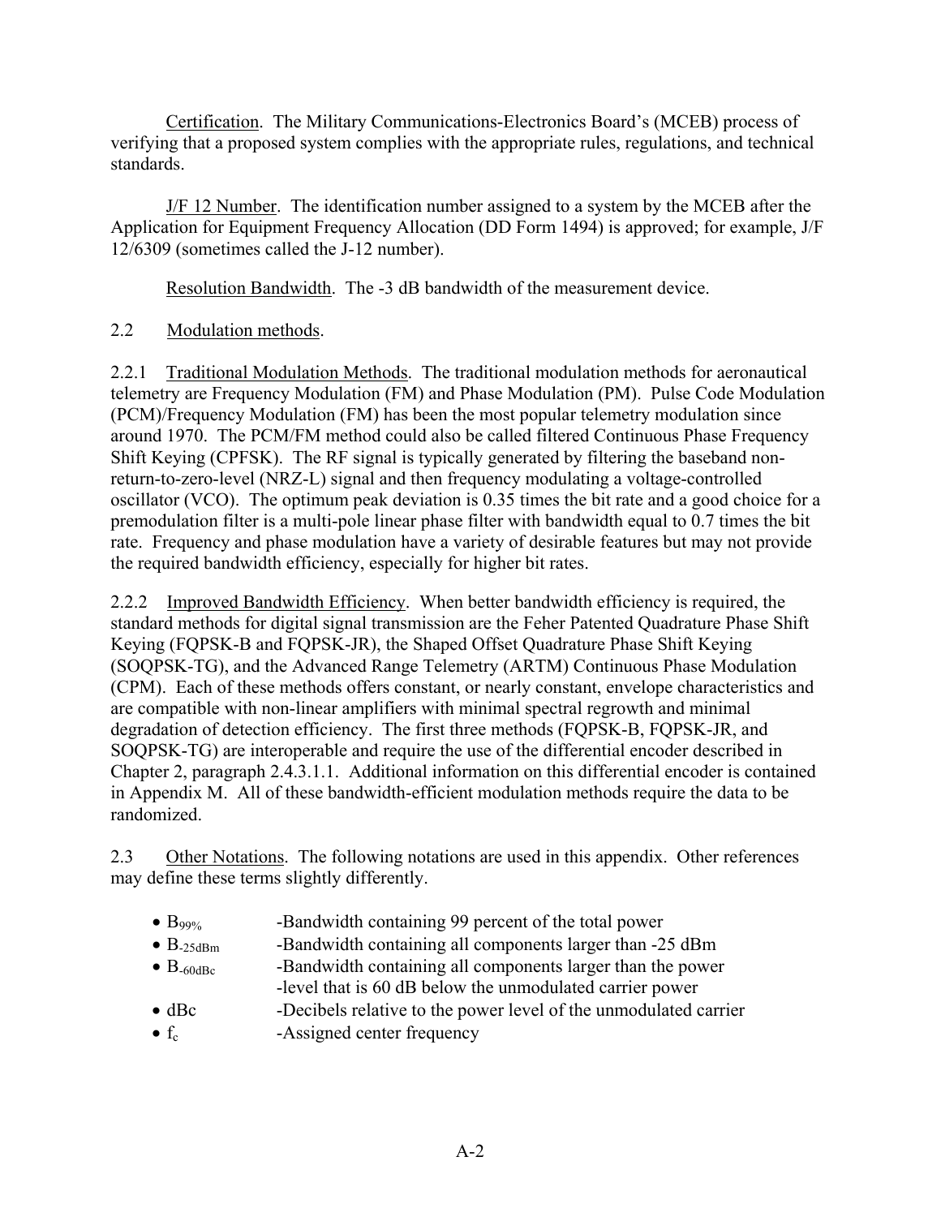Certification. The Military Communications-Electronics Board's (MCEB) process of verifying that a proposed system complies with the appropriate rules, regulations, and technical standards.

J/F 12 Number. The identification number assigned to a system by the MCEB after the Application for Equipment Frequency Allocation (DD Form 1494) is approved; for example, J/F 12/6309 (sometimes called the J-12 number).

Resolution Bandwidth. The -3 dB bandwidth of the measurement device.

## 2.2 Modulation methods.

2.2.1 Traditional Modulation Methods. The traditional modulation methods for aeronautical telemetry are Frequency Modulation (FM) and Phase Modulation (PM). Pulse Code Modulation (PCM)/Frequency Modulation (FM) has been the most popular telemetry modulation since around 1970. The PCM/FM method could also be called filtered Continuous Phase Frequency Shift Keying (CPFSK). The RF signal is typically generated by filtering the baseband non-return-to-zero-level (NRZ-L) signal and then frequency modulating a voltage-controlled oscillator (VCO). The optimum peak deviation is 0.35 times the bit rate and a good choice for a premodulation filter is a multi-pole linear phase filter with bandwidth equal to 0.7 times the bit rate. Frequency and phase modulation have a variety of desirable features but may not provide the required bandwidth efficiency, especially for higher bit rates.

2.2.2 Improved Bandwidth Efficiency. When better bandwidth efficiency is required, the standard methods for digital signal transmission are the Feher Patented Quadrature Phase Shift Keying (FQPSK-B and FQPSK-JR), the Shaped Offset Quadrature Phase Shift Keying (SOQPSK-TG), and the Advanced Range Telemetry (ARTM) Continuous Phase Modulation (CPM). Each of these methods offers constant, or nearly constant, envelope characteristics and are compatible with non-linear amplifiers with minimal spectral regrowth and minimal degradation of detection efficiency. The first three methods (FQPSK-B, FQPSK-JR, and SOQPSK-TG) are interoperable and require the use of the differential encoder described in Chapter 2, paragraph 2.4.3.1.1. Additional information on this differential encoder is contained in Appendix M. All of these bandwidth-efficient modulation methods require the data to be randomized.

## 2.3 Other Notations.

The following notations are used in this appendix. Other references may define these terms slightly differently.

- $B_{99\%}$ -Bandwidth containing 99 percent of the total power
- $B_{-25dBm}$ -Bandwidth containing all components larger than -25 dBm
- $B_{-60dBc}$ -Bandwidth containing all components larger than the power -level that is 60 dB below the unmodulated carrier power
- dBc -Decibels relative to the power level of the unmodulated carrier
- $f_c$ -Assigned center frequency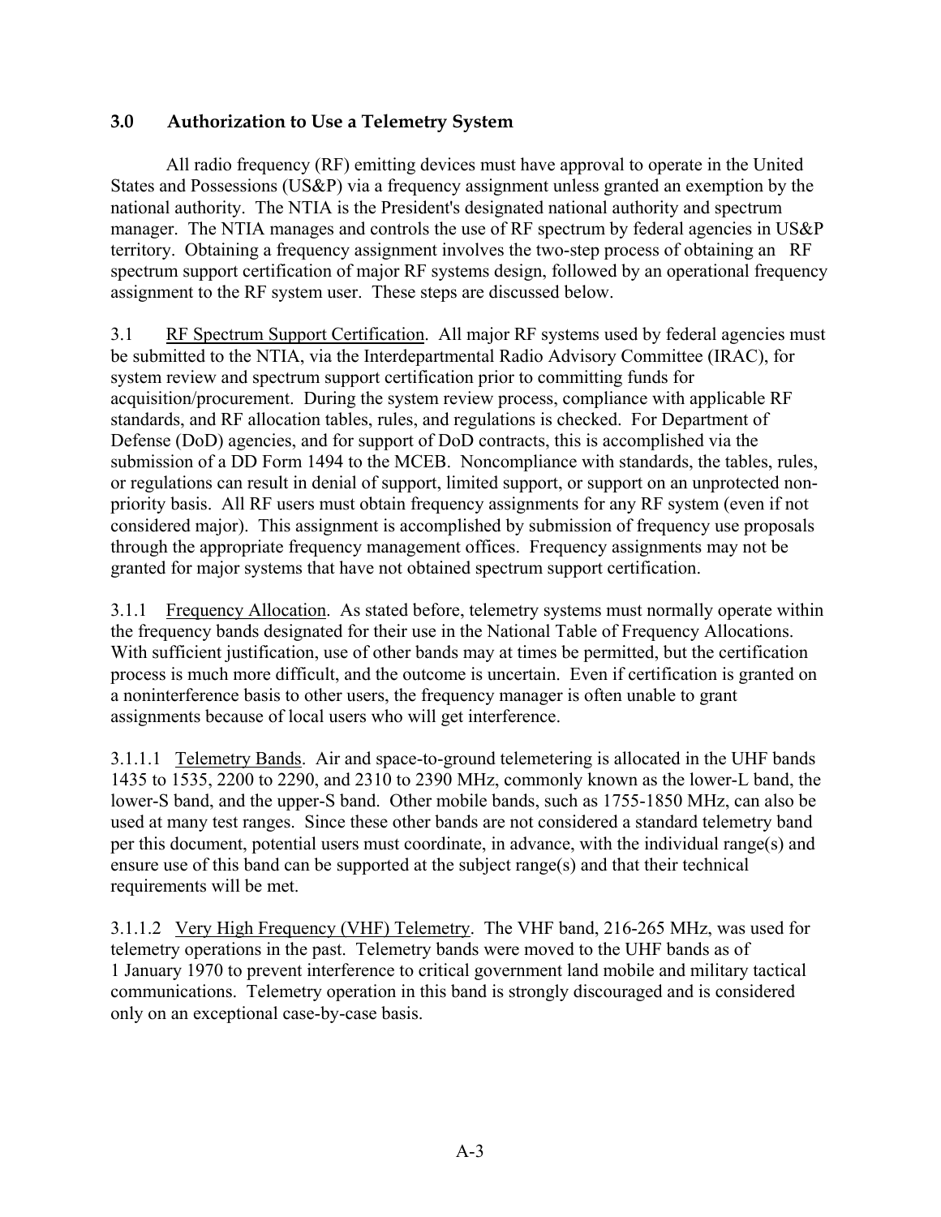## 3.0 Authorization to Use a Telemetry System

All radio frequency (RF) emitting devices must have approval to operate in the United States and Possessions (US&P) via a frequency assignment unless granted an exemption by the national authority. The NTIA is the President's designated national authority and spectrum manager. The NTIA manages and controls the use of RF spectrum by federal agencies in US&P territory. Obtaining a frequency assignment involves the two-step process of obtaining an RF spectrum support certification of major RF systems design, followed by an operational frequency assignment to the RF system user. These steps are discussed below.

3.1 RF Spectrum Support Certification. All major RF systems used by federal agencies must be submitted to the NTIA, via the Interdepartmental Radio Advisory Committee (IRAC), for system review and spectrum support certification prior to committing funds for acquisition/procurement. During the system review process, compliance with applicable RF standards, and RF allocation tables, rules, and regulations is checked. For Department of Defense (DoD) agencies, and for support of DoD contracts, this is accomplished via the submission of a DD Form 1494 to the MCEB. Noncompliance with standards, the tables, rules, or regulations can result in denial of support, limited support, or support on an unprotected non-priority basis. All RF users must obtain frequency assignments for any RF system (even if not considered major). This assignment is accomplished by submission of frequency use proposals through the appropriate frequency management offices. Frequency assignments may not be granted for major systems that have not obtained spectrum support certification.

3.1.1 Frequency Allocation. As stated before, telemetry systems must normally operate within the frequency bands designated for their use in the National Table of Frequency Allocations. With sufficient justification, use of other bands may at times be permitted, but the certification process is much more difficult, and the outcome is uncertain. Even if certification is granted on a noninterference basis to other users, the frequency manager is often unable to grant assignments because of local users who will get interference.

3.1.1.1 Telemetry Bands. Air and space-to-ground telemetering is allocated in the UHF bands 1435 to 1535, 2200 to 2290, and 2310 to 2390 MHz, commonly known as the lower-L band, the lower-S band, and the upper-S band. Other mobile bands, such as 1755-1850 MHz, can also be used at many test ranges. Since these other bands are not considered a standard telemetry band per this document, potential users must coordinate, in advance, with the individual range(s) and ensure use of this band can be supported at the subject range(s) and that their technical requirements will be met.

3.1.1.2 Very High Frequency (VHF) Telemetry. The VHF band, 216-265 MHz, was used for telemetry operations in the past. Telemetry bands were moved to the UHF bands as of 1 January 1970 to prevent interference to critical government land mobile and military tactical communications. Telemetry operation in this band is strongly discouraged and is considered only on an exceptional case-by-case basis.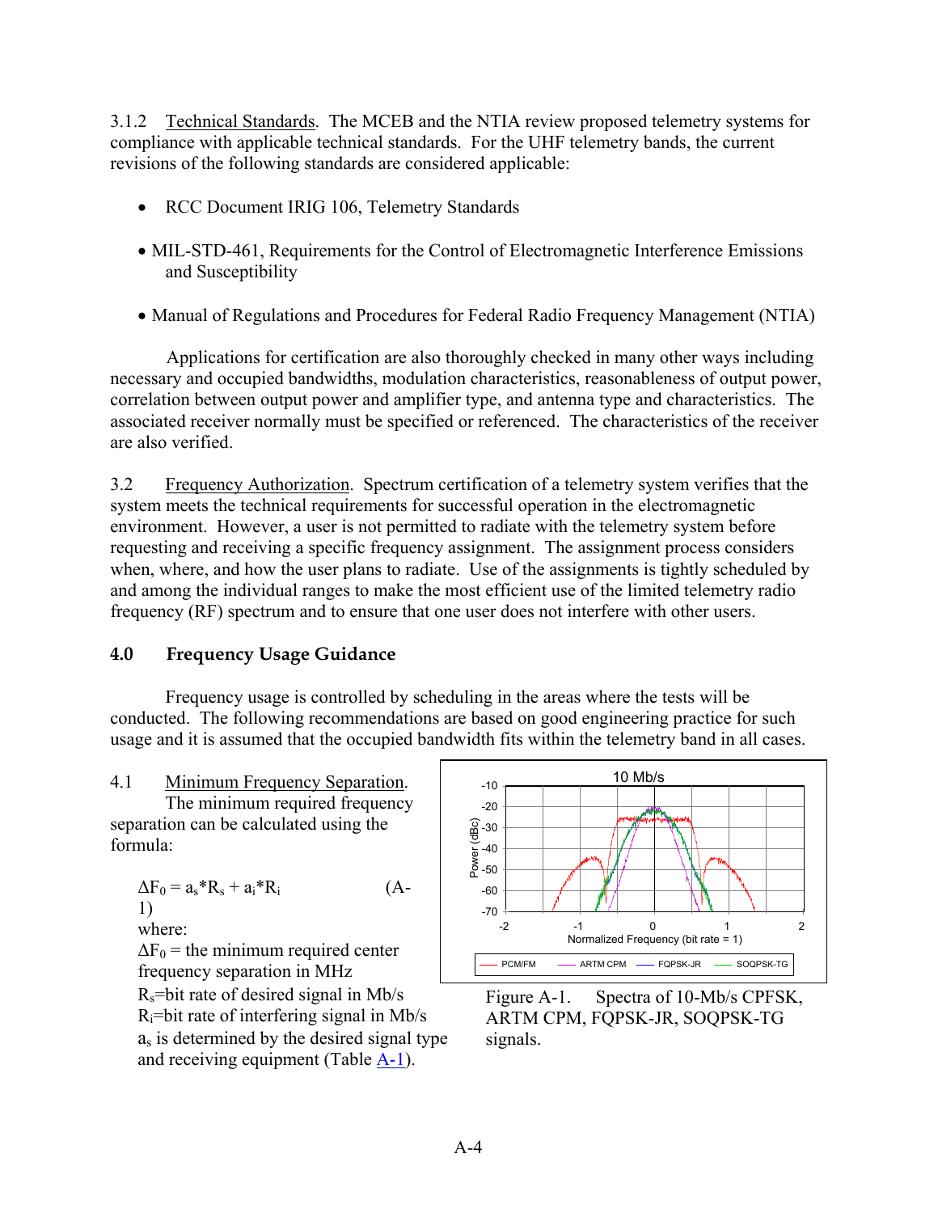3.1.2 Technical Standards. The MCEB and the NTIA review proposed telemetry systems for compliance with applicable technical standards. For the UHF telemetry bands, the current revisions of the following standards are considered applicable:

- RCC Document IRIG 106, Telemetry Standards
- MIL-STD-461, Requirements for the Control of Electromagnetic Interference Emissions and Susceptibility
- Manual of Regulations and Procedures for Federal Radio Frequency Management (NTIA)

Applications for certification are also thoroughly checked in many other ways including necessary and occupied bandwidths, modulation characteristics, reasonableness of output power, correlation between output power and amplifier type, and antenna type and characteristics. The associated receiver normally must be specified or referenced. The characteristics of the receiver are also verified.

3.2 Frequency Authorization. Spectrum certification of a telemetry system verifies that the system meets the technical requirements for successful operation in the electromagnetic environment. However, a user is not permitted to radiate with the telemetry system before requesting and receiving a specific frequency assignment. The assignment process considers when, where, and how the user plans to radiate. Use of the assignments is tightly scheduled by and among the individual ranges to make the most efficient use of the limited telemetry radio frequency (RF) spectrum and to ensure that one user does not interfere with other users.

## 4.0 Frequency Usage Guidance

Frequency usage is controlled by scheduling in the areas where the tests will be conducted. The following recommendations are based on good engineering practice for such usage and it is assumed that the occupied bandwidth fits within the telemetry band in all cases.

4.1 Minimum Frequency Separation. The minimum required frequency separation can be calculated using the formula:

$$\Delta F_0 = a_s * R_s + a_i * R_i \qquad \text{(A-1)}$$

where:

$\Delta F_0$ = the minimum required center frequency separation in MHz

$R_s$=bit rate of desired signal in Mb/s

$R_i$=bit rate of interfering signal in Mb/s

$a_s$ is determined by the desired signal type and receiving equipment (Table A-1).

Figure A-1. Spectra of 10-Mb/s CPFSK, ARTM CPM, FQPSK-JR, SOQPSK-TG signals.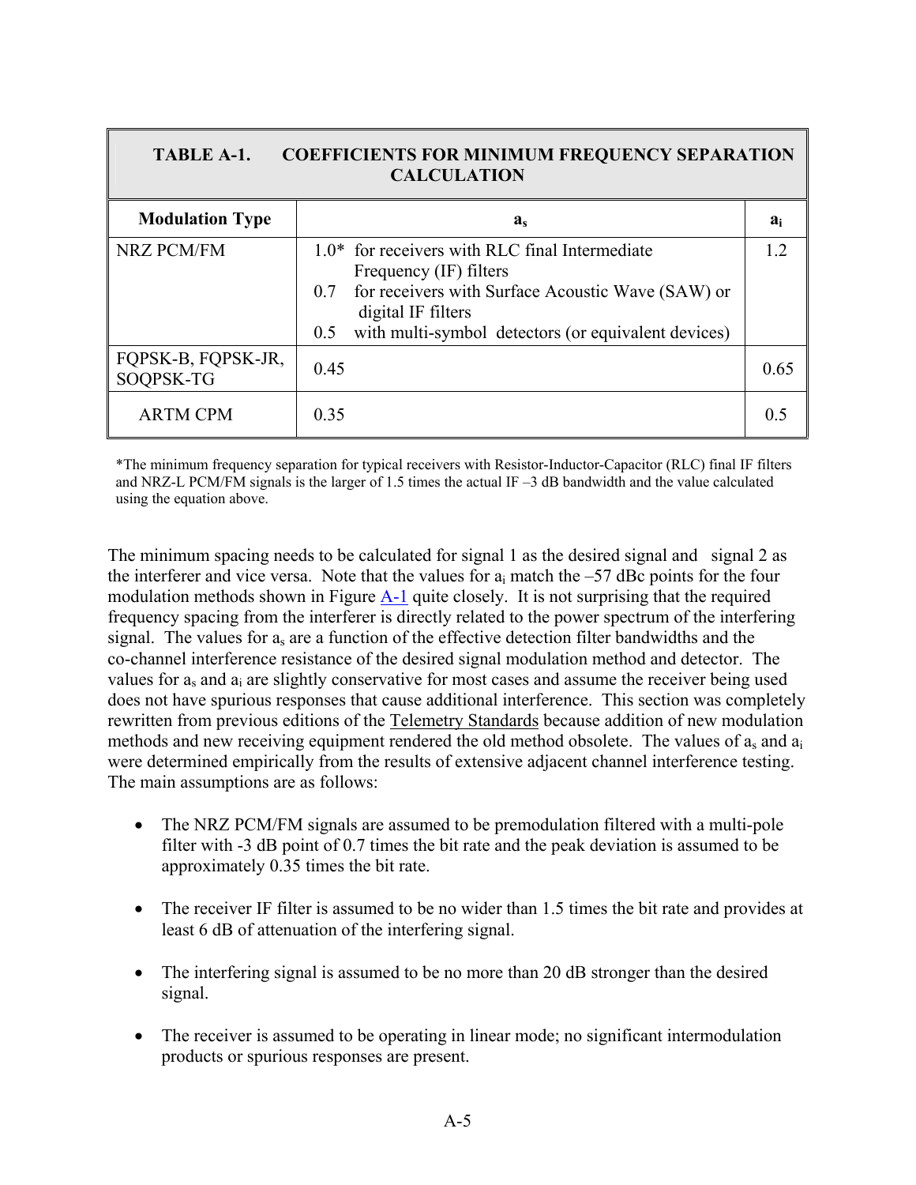| TABLE A-1. COEFFICIENTS FOR MINIMUM FREQUENCY SEPARATION CALCULATION | | |
|---|---|---|
| **Modulation Type** | $a_s$ | $a_i$ |
| NRZ PCM/FM | 1.0* for receivers with RLC final Intermediate Frequency (IF) filters<br>0.7 for receivers with Surface Acoustic Wave (SAW) or digital IF filters<br>0.5 with multi-symbol detectors (or equivalent devices) | 1.2 |
| FQPSK-B, FQPSK-JR, SOQPSK-TG | 0.45 | 0.65 |
| ARTM CPM | 0.35 | 0.5 |

*The minimum frequency separation for typical receivers with Resistor-Inductor-Capacitor (RLC) final IF filters and NRZ-L PCM/FM signals is the larger of 1.5 times the actual IF –3 dB bandwidth and the value calculated using the equation above.

The minimum spacing needs to be calculated for signal 1 as the desired signal and signal 2 as the interferer and vice versa. Note that the values for $a_i$ match the –57 dBc points for the four modulation methods shown in Figure A-1 quite closely. It is not surprising that the required frequency spacing from the interferer is directly related to the power spectrum of the interfering signal. The values for $a_s$ are a function of the effective detection filter bandwidths and the co-channel interference resistance of the desired signal modulation method and detector. The values for $a_s$ and $a_i$ are slightly conservative for most cases and assume the receiver being used does not have spurious responses that cause additional interference. This section was completely rewritten from previous editions of the Telemetry Standards because addition of new modulation methods and new receiving equipment rendered the old method obsolete. The values of $a_s$ and $a_i$ were determined empirically from the results of extensive adjacent channel interference testing. The main assumptions are as follows:

- The NRZ PCM/FM signals are assumed to be premodulation filtered with a multi-pole filter with -3 dB point of 0.7 times the bit rate and the peak deviation is assumed to be approximately 0.35 times the bit rate.

- The receiver IF filter is assumed to be no wider than 1.5 times the bit rate and provides at least 6 dB of attenuation of the interfering signal.

- The interfering signal is assumed to be no more than 20 dB stronger than the desired signal.

- The receiver is assumed to be operating in linear mode; no significant intermodulation products or spurious responses are present.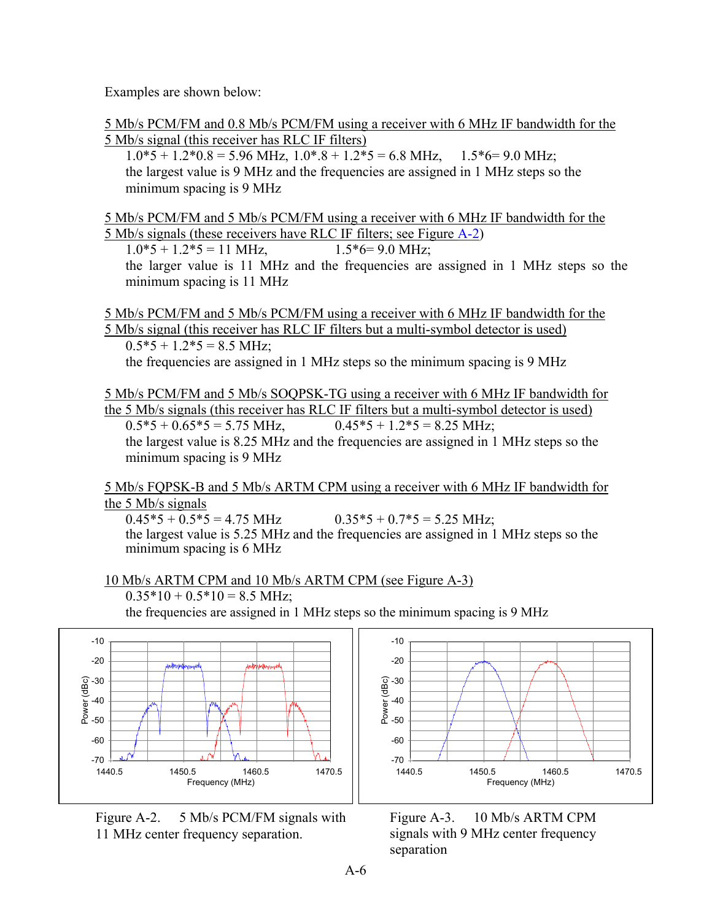Examples are shown below:

<u>5 Mb/s PCM/FM and 0.8 Mb/s PCM/FM using a receiver with 6 MHz IF bandwidth for the 5 Mb/s signal (this receiver has RLC IF filters)</u>

$1.0*5 + 1.2*0.8 = 5.96$ MHz, $1.0*.8 + 1.2*5 = 6.8$ MHz, $1.5*6 = 9.0$ MHz;
the largest value is 9 MHz and the frequencies are assigned in 1 MHz steps so the minimum spacing is 9 MHz

<u>5 Mb/s PCM/FM and 5 Mb/s PCM/FM using a receiver with 6 MHz IF bandwidth for the 5 Mb/s signals (these receivers have RLC IF filters; see Figure A-2)</u>

$1.0*5 + 1.2*5 = 11$ MHz, $1.5*6 = 9.0$ MHz;
the larger value is 11 MHz and the frequencies are assigned in 1 MHz steps so the minimum spacing is 11 MHz

<u>5 Mb/s PCM/FM and 5 Mb/s PCM/FM using a receiver with 6 MHz IF bandwidth for the 5 Mb/s signal (this receiver has RLC IF filters but a multi-symbol detector is used)</u>

$0.5*5 + 1.2*5 = 8.5$ MHz;
the frequencies are assigned in 1 MHz steps so the minimum spacing is 9 MHz

<u>5 Mb/s PCM/FM and 5 Mb/s SOQPSK-TG using a receiver with 6 MHz IF bandwidth for the 5 Mb/s signals (this receiver has RLC IF filters but a multi-symbol detector is used)</u>

$0.5*5 + 0.65*5 = 5.75$ MHz, $0.45*5 + 1.2*5 = 8.25$ MHz;
the largest value is 8.25 MHz and the frequencies are assigned in 1 MHz steps so the minimum spacing is 9 MHz

<u>5 Mb/s FQPSK-B and 5 Mb/s ARTM CPM using a receiver with 6 MHz IF bandwidth for the 5 Mb/s signals</u>

$0.45*5 + 0.5*5 = 4.75$ MHz $0.35*5 + 0.7*5 = 5.25$ MHz;
the largest value is 5.25 MHz and the frequencies are assigned in 1 MHz steps so the minimum spacing is 6 MHz

<u>10 Mb/s ARTM CPM and 10 Mb/s ARTM CPM (see Figure A-3)</u>

$0.35*10 + 0.5*10 = 8.5$ MHz;
the frequencies are assigned in 1 MHz steps so the minimum spacing is 9 MHz

Figure A-2. 5 Mb/s PCM/FM signals with 11 MHz center frequency separation.

Figure A-3. 10 Mb/s ARTM CPM signals with 9 MHz center frequency separation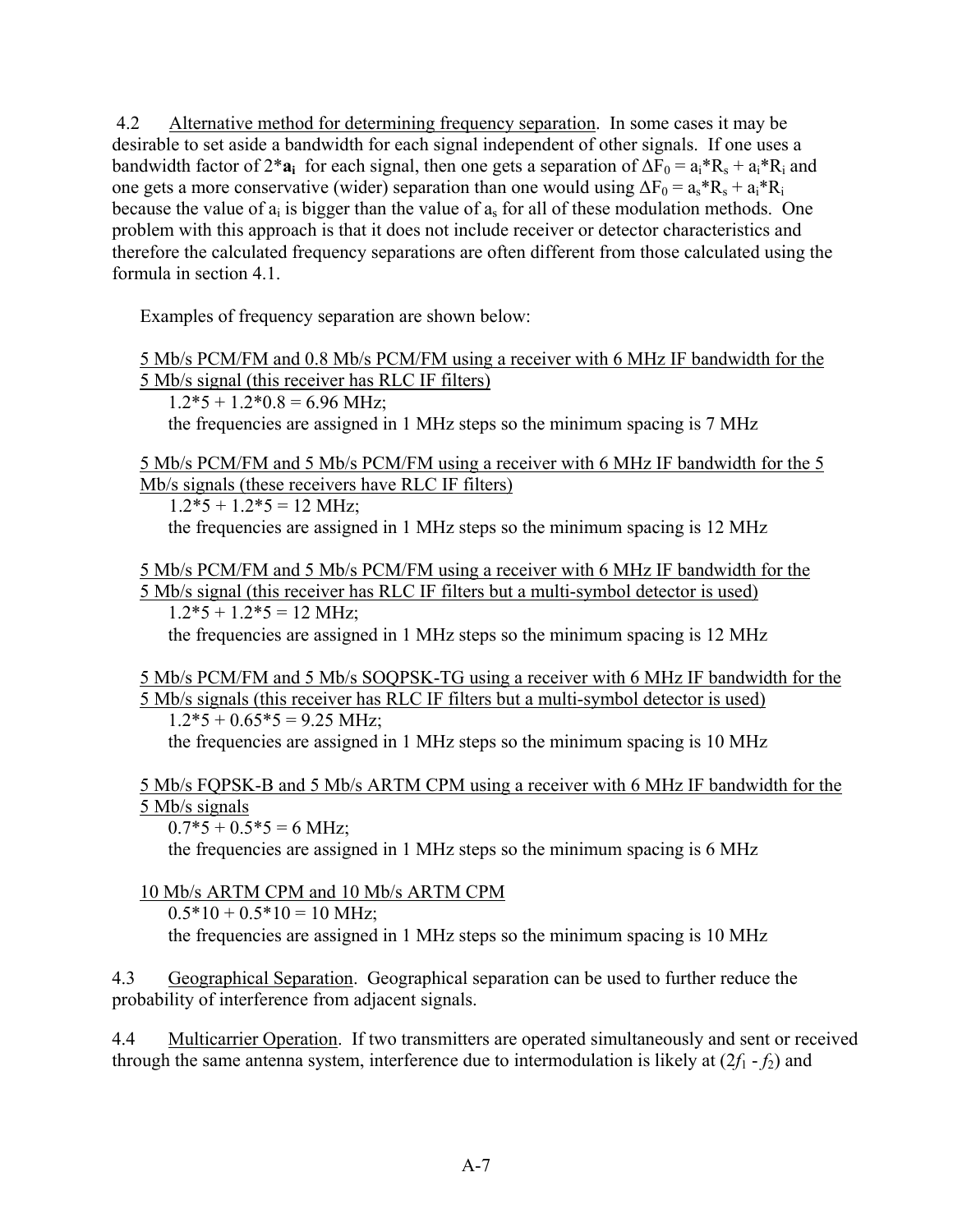4.2 Alternative method for determining frequency separation. In some cases it may be desirable to set aside a bandwidth for each signal independent of other signals. If one uses a bandwidth factor of 2\***$a_i$** for each signal, then one gets a separation of $\Delta F_0 = a_i*R_s + a_i*R_i$ and one gets a more conservative (wider) separation than one would using $\Delta F_0 = a_s*R_s + a_i*R_i$ because the value of $a_i$ is bigger than the value of $a_s$ for all of these modulation methods. One problem with this approach is that it does not include receiver or detector characteristics and therefore the calculated frequency separations are often different from those calculated using the formula in section 4.1.

Examples of frequency separation are shown below:

5 Mb/s PCM/FM and 0.8 Mb/s PCM/FM using a receiver with 6 MHz IF bandwidth for the 5 Mb/s signal (this receiver has RLC IF filters)

1.2*5 + 1.2*0.8 = 6.96 MHz;
the frequencies are assigned in 1 MHz steps so the minimum spacing is 7 MHz

5 Mb/s PCM/FM and 5 Mb/s PCM/FM using a receiver with 6 MHz IF bandwidth for the 5 Mb/s signals (these receivers have RLC IF filters)

1.2*5 + 1.2*5 = 12 MHz;
the frequencies are assigned in 1 MHz steps so the minimum spacing is 12 MHz

5 Mb/s PCM/FM and 5 Mb/s PCM/FM using a receiver with 6 MHz IF bandwidth for the 5 Mb/s signal (this receiver has RLC IF filters but a multi-symbol detector is used)

1.2*5 + 1.2*5 = 12 MHz;
the frequencies are assigned in 1 MHz steps so the minimum spacing is 12 MHz

5 Mb/s PCM/FM and 5 Mb/s SOQPSK-TG using a receiver with 6 MHz IF bandwidth for the 5 Mb/s signals (this receiver has RLC IF filters but a multi-symbol detector is used)

1.2*5 + 0.65*5 = 9.25 MHz;
the frequencies are assigned in 1 MHz steps so the minimum spacing is 10 MHz

5 Mb/s FQPSK-B and 5 Mb/s ARTM CPM using a receiver with 6 MHz IF bandwidth for the 5 Mb/s signals

0.7*5 + 0.5*5 = 6 MHz;
the frequencies are assigned in 1 MHz steps so the minimum spacing is 6 MHz

10 Mb/s ARTM CPM and 10 Mb/s ARTM CPM

0.5*10 + 0.5*10 = 10 MHz;
the frequencies are assigned in 1 MHz steps so the minimum spacing is 10 MHz

4.3 Geographical Separation. Geographical separation can be used to further reduce the probability of interference from adjacent signals.

4.4 Multicarrier Operation. If two transmitters are operated simultaneously and sent or received through the same antenna system, interference due to intermodulation is likely at ($2f_1 - f_2$) and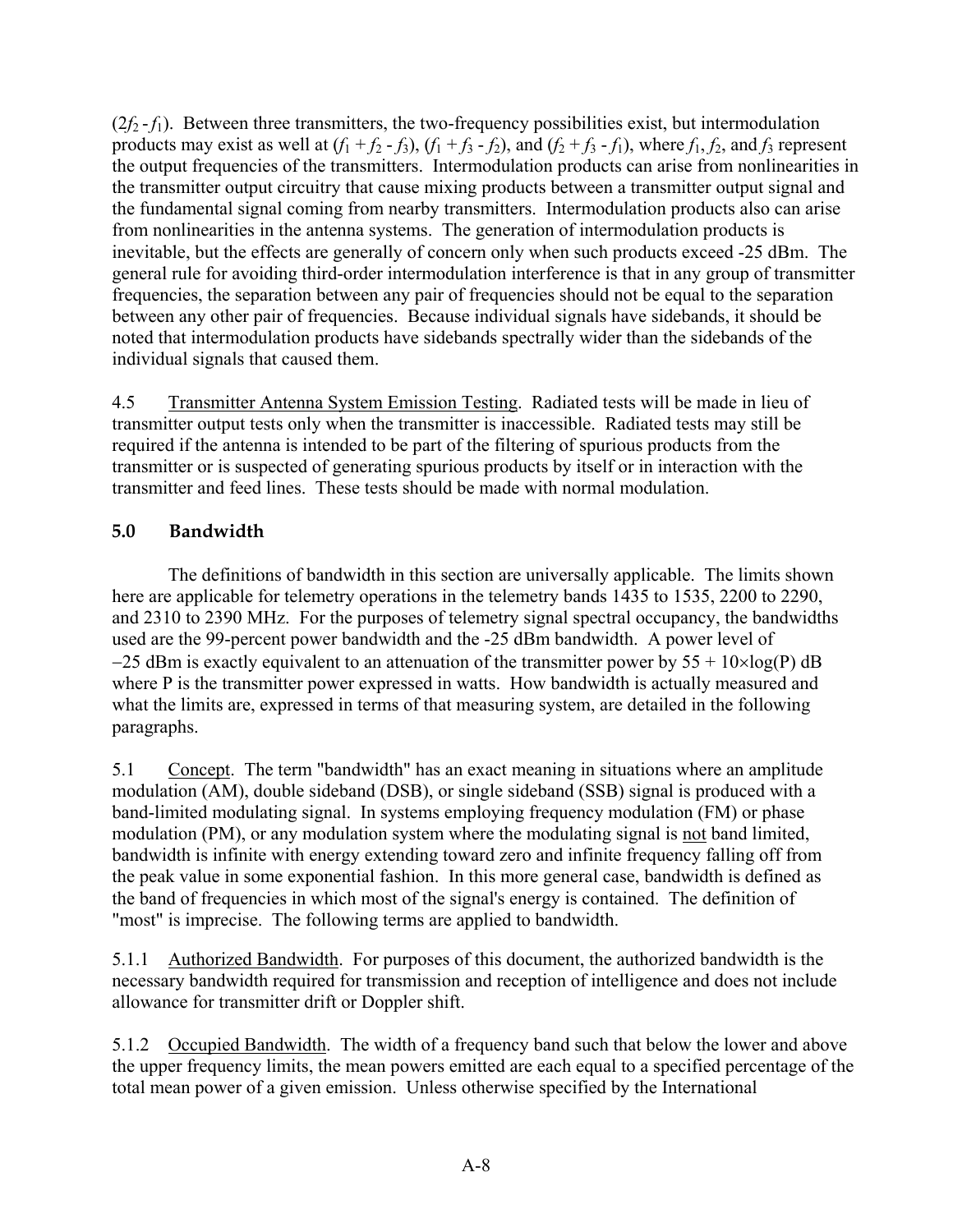($2f_2 - f_1$). Between three transmitters, the two-frequency possibilities exist, but intermodulation products may exist as well at ($f_1 + f_2 - f_3$), ($f_1 + f_3 - f_2$), and ($f_2 + f_3 - f_1$), where $f_1$, $f_2$, and $f_3$ represent the output frequencies of the transmitters. Intermodulation products can arise from nonlinearities in the transmitter output circuitry that cause mixing products between a transmitter output signal and the fundamental signal coming from nearby transmitters. Intermodulation products also can arise from nonlinearities in the antenna systems. The generation of intermodulation products is inevitable, but the effects are generally of concern only when such products exceed -25 dBm. The general rule for avoiding third-order intermodulation interference is that in any group of transmitter frequencies, the separation between any pair of frequencies should not be equal to the separation between any other pair of frequencies. Because individual signals have sidebands, it should be noted that intermodulation products have sidebands spectrally wider than the sidebands of the individual signals that caused them.

4.5 Transmitter Antenna System Emission Testing. Radiated tests will be made in lieu of transmitter output tests only when the transmitter is inaccessible. Radiated tests may still be required if the antenna is intended to be part of the filtering of spurious products from the transmitter or is suspected of generating spurious products by itself or in interaction with the transmitter and feed lines. These tests should be made with normal modulation.

## 5.0 Bandwidth

The definitions of bandwidth in this section are universally applicable. The limits shown here are applicable for telemetry operations in the telemetry bands 1435 to 1535, 2200 to 2290, and 2310 to 2390 MHz. For the purposes of telemetry signal spectral occupancy, the bandwidths used are the 99-percent power bandwidth and the -25 dBm bandwidth. A power level of −25 dBm is exactly equivalent to an attenuation of the transmitter power by $55 + 10\times\log(P)$ dB where P is the transmitter power expressed in watts. How bandwidth is actually measured and what the limits are, expressed in terms of that measuring system, are detailed in the following paragraphs.

5.1 Concept. The term "bandwidth" has an exact meaning in situations where an amplitude modulation (AM), double sideband (DSB), or single sideband (SSB) signal is produced with a band-limited modulating signal. In systems employing frequency modulation (FM) or phase modulation (PM), or any modulation system where the modulating signal is not band limited, bandwidth is infinite with energy extending toward zero and infinite frequency falling off from the peak value in some exponential fashion. In this more general case, bandwidth is defined as the band of frequencies in which most of the signal's energy is contained. The definition of "most" is imprecise. The following terms are applied to bandwidth.

5.1.1 Authorized Bandwidth. For purposes of this document, the authorized bandwidth is the necessary bandwidth required for transmission and reception of intelligence and does not include allowance for transmitter drift or Doppler shift.

5.1.2 Occupied Bandwidth. The width of a frequency band such that below the lower and above the upper frequency limits, the mean powers emitted are each equal to a specified percentage of the total mean power of a given emission. Unless otherwise specified by the International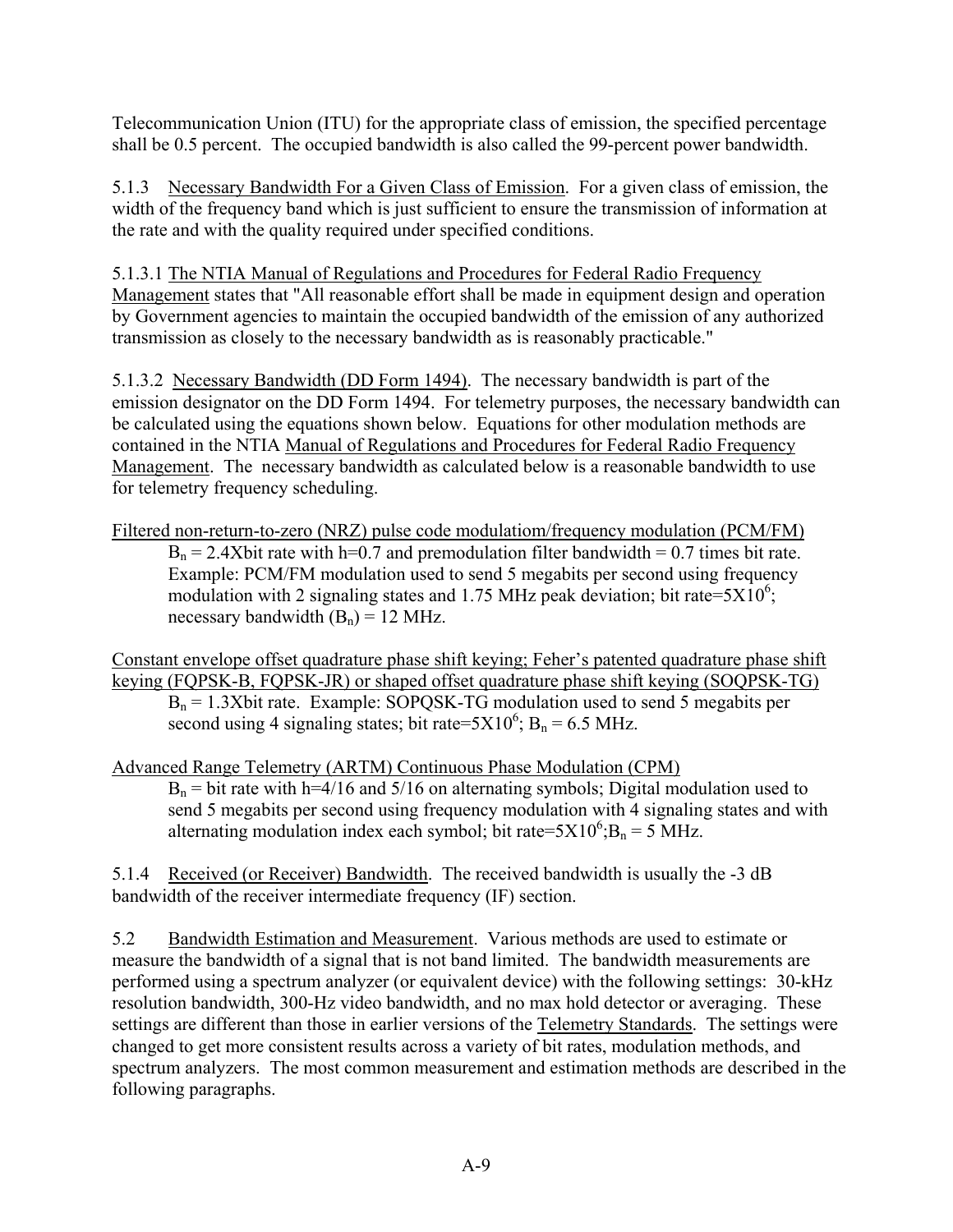Telecommunication Union (ITU) for the appropriate class of emission, the specified percentage shall be 0.5 percent. The occupied bandwidth is also called the 99-percent power bandwidth.

5.1.3 Necessary Bandwidth For a Given Class of Emission. For a given class of emission, the width of the frequency band which is just sufficient to ensure the transmission of information at the rate and with the quality required under specified conditions.

5.1.3.1 The NTIA Manual of Regulations and Procedures for Federal Radio Frequency Management states that "All reasonable effort shall be made in equipment design and operation by Government agencies to maintain the occupied bandwidth of the emission of any authorized transmission as closely to the necessary bandwidth as is reasonably practicable."

5.1.3.2 Necessary Bandwidth (DD Form 1494). The necessary bandwidth is part of the emission designator on the DD Form 1494. For telemetry purposes, the necessary bandwidth can be calculated using the equations shown below. Equations for other modulation methods are contained in the NTIA Manual of Regulations and Procedures for Federal Radio Frequency Management. The necessary bandwidth as calculated below is a reasonable bandwidth to use for telemetry frequency scheduling.

Filtered non-return-to-zero (NRZ) pulse code modulatiom/frequency modulation (PCM/FM)

> $B_n$ = 2.4Xbit rate with h=0.7 and premodulation filter bandwidth = 0.7 times bit rate. Example: PCM/FM modulation used to send 5 megabits per second using frequency modulation with 2 signaling states and 1.75 MHz peak deviation; bit rate=$5X10^6$; necessary bandwidth ($B_n$) = 12 MHz.

Constant envelope offset quadrature phase shift keying; Feher's patented quadrature phase shift keying (FQPSK-B, FQPSK-JR) or shaped offset quadrature phase shift keying (SOQPSK-TG)

> $B_n$ = 1.3Xbit rate. Example: SOPQSK-TG modulation used to send 5 megabits per second using 4 signaling states; bit rate=$5X10^6$; $B_n$ = 6.5 MHz.

Advanced Range Telemetry (ARTM) Continuous Phase Modulation (CPM)

> $B_n$ = bit rate with h=4/16 and 5/16 on alternating symbols; Digital modulation used to send 5 megabits per second using frequency modulation with 4 signaling states and with alternating modulation index each symbol; bit rate=$5X10^6$;$B_n$ = 5 MHz.

5.1.4 Received (or Receiver) Bandwidth. The received bandwidth is usually the -3 dB bandwidth of the receiver intermediate frequency (IF) section.

5.2 Bandwidth Estimation and Measurement. Various methods are used to estimate or measure the bandwidth of a signal that is not band limited. The bandwidth measurements are performed using a spectrum analyzer (or equivalent device) with the following settings: 30-kHz resolution bandwidth, 300-Hz video bandwidth, and no max hold detector or averaging. These settings are different than those in earlier versions of the Telemetry Standards. The settings were changed to get more consistent results across a variety of bit rates, modulation methods, and spectrum analyzers. The most common measurement and estimation methods are described in the following paragraphs.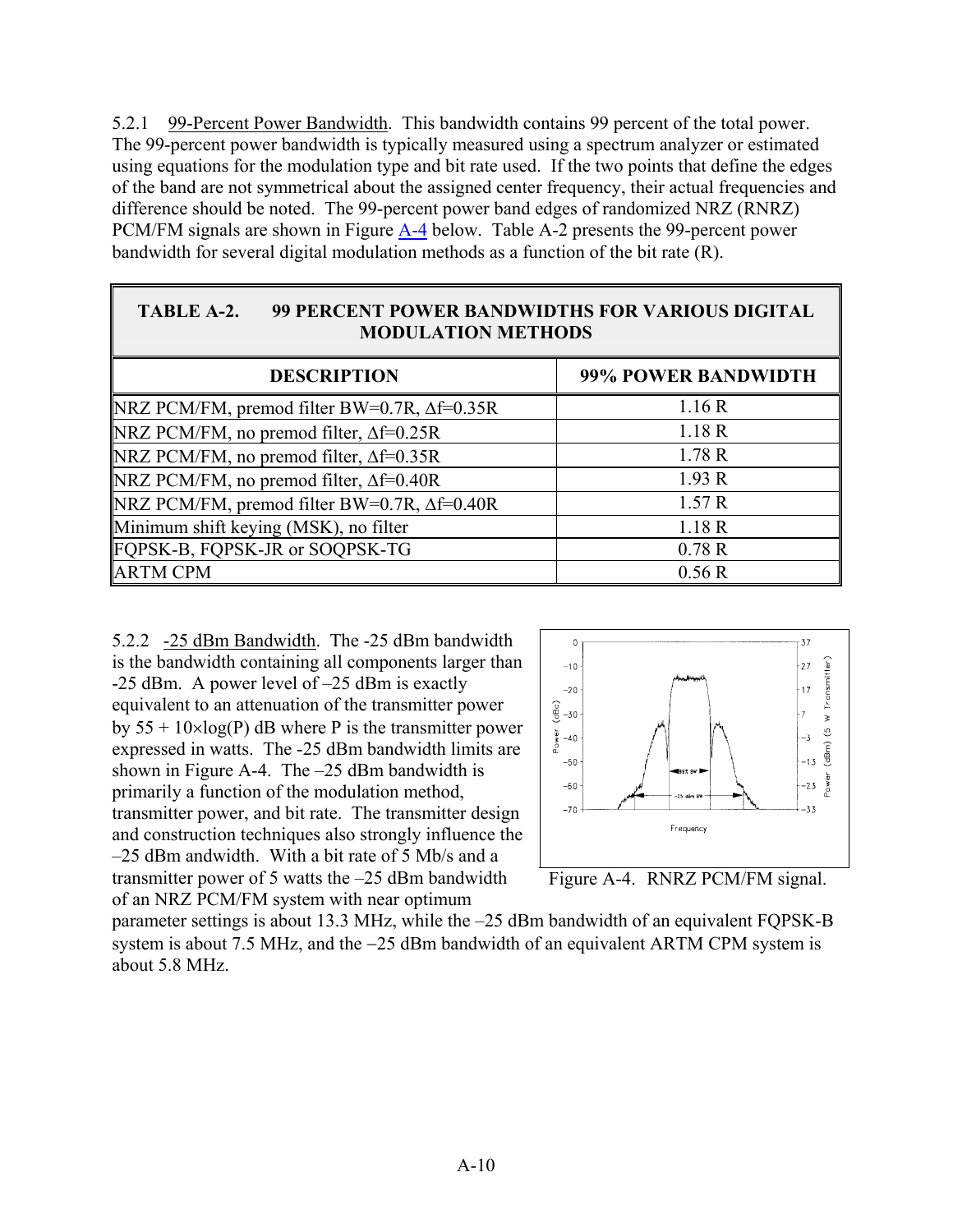5.2.1 99-Percent Power Bandwidth. This bandwidth contains 99 percent of the total power. The 99-percent power bandwidth is typically measured using a spectrum analyzer or estimated using equations for the modulation type and bit rate used. If the two points that define the edges of the band are not symmetrical about the assigned center frequency, their actual frequencies and difference should be noted. The 99-percent power band edges of randomized NRZ (RNRZ) PCM/FM signals are shown in Figure A-4 below. Table A-2 presents the 99-percent power bandwidth for several digital modulation methods as a function of the bit rate (R).

**TABLE A-2. 99 PERCENT POWER BANDWIDTHS FOR VARIOUS DIGITAL MODULATION METHODS**

| DESCRIPTION | 99% POWER BANDWIDTH |
|---|---|
| NRZ PCM/FM, premod filter BW=0.7R, Δf=0.35R | 1.16 R |
| NRZ PCM/FM, no premod filter, Δf=0.25R | 1.18 R |
| NRZ PCM/FM, no premod filter, Δf=0.35R | 1.78 R |
| NRZ PCM/FM, no premod filter, Δf=0.40R | 1.93 R |
| NRZ PCM/FM, premod filter BW=0.7R, Δf=0.40R | 1.57 R |
| Minimum shift keying (MSK), no filter | 1.18 R |
| FQPSK-B, FQPSK-JR or SOQPSK-TG | 0.78 R |
| ARTM CPM | 0.56 R |

5.2.2 -25 dBm Bandwidth. The -25 dBm bandwidth is the bandwidth containing all components larger than -25 dBm. A power level of –25 dBm is exactly equivalent to an attenuation of the transmitter power by $55 + 10\times\log(P)$ dB where P is the transmitter power expressed in watts. The -25 dBm bandwidth limits are shown in Figure A-4. The –25 dBm bandwidth is primarily a function of the modulation method, transmitter power, and bit rate. The transmitter design and construction techniques also strongly influence the –25 dBm andwidth. With a bit rate of 5 Mb/s and a transmitter power of 5 watts the –25 dBm bandwidth of an NRZ PCM/FM system with near optimum parameter settings is about 13.3 MHz, while the –25 dBm bandwidth of an equivalent FQPSK-B system is about 7.5 MHz, and the −25 dBm bandwidth of an equivalent ARTM CPM system is about 5.8 MHz.

Figure A-4. RNRZ PCM/FM signal.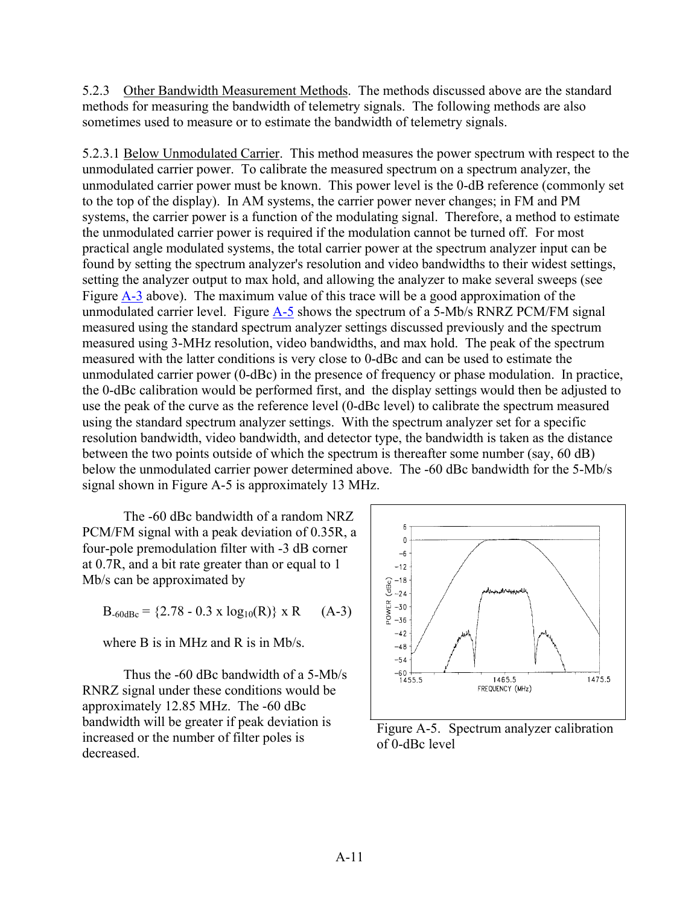5.2.3 Other Bandwidth Measurement Methods. The methods discussed above are the standard methods for measuring the bandwidth of telemetry signals. The following methods are also sometimes used to measure or to estimate the bandwidth of telemetry signals.

5.2.3.1 Below Unmodulated Carrier. This method measures the power spectrum with respect to the unmodulated carrier power. To calibrate the measured spectrum on a spectrum analyzer, the unmodulated carrier power must be known. This power level is the 0-dB reference (commonly set to the top of the display). In AM systems, the carrier power never changes; in FM and PM systems, the carrier power is a function of the modulating signal. Therefore, a method to estimate the unmodulated carrier power is required if the modulation cannot be turned off. For most practical angle modulated systems, the total carrier power at the spectrum analyzer input can be found by setting the spectrum analyzer's resolution and video bandwidths to their widest settings, setting the analyzer output to max hold, and allowing the analyzer to make several sweeps (see Figure A-3 above). The maximum value of this trace will be a good approximation of the unmodulated carrier level. Figure A-5 shows the spectrum of a 5-Mb/s RNRZ PCM/FM signal measured using the standard spectrum analyzer settings discussed previously and the spectrum measured using 3-MHz resolution, video bandwidths, and max hold. The peak of the spectrum measured with the latter conditions is very close to 0-dBc and can be used to estimate the unmodulated carrier power (0-dBc) in the presence of frequency or phase modulation. In practice, the 0-dBc calibration would be performed first, and the display settings would then be adjusted to use the peak of the curve as the reference level (0-dBc level) to calibrate the spectrum measured using the standard spectrum analyzer settings. With the spectrum analyzer set for a specific resolution bandwidth, video bandwidth, and detector type, the bandwidth is taken as the distance between the two points outside of which the spectrum is thereafter some number (say, 60 dB) below the unmodulated carrier power determined above. The -60 dBc bandwidth for the 5-Mb/s signal shown in Figure A-5 is approximately 13 MHz.

The -60 dBc bandwidth of a random NRZ PCM/FM signal with a peak deviation of 0.35R, a four-pole premodulation filter with -3 dB corner at 0.7R, and a bit rate greater than or equal to 1 Mb/s can be approximated by

$$B_{-60dBc} = \{2.78 - 0.3 \times \log_{10}(R)\} \times R \qquad \text{(A-3)}$$

where B is in MHz and R is in Mb/s.

Thus the -60 dBc bandwidth of a 5-Mb/s RNRZ signal under these conditions would be approximately 12.85 MHz. The -60 dBc bandwidth will be greater if peak deviation is increased or the number of filter poles is decreased.

Figure A-5. Spectrum analyzer calibration of 0-dBc level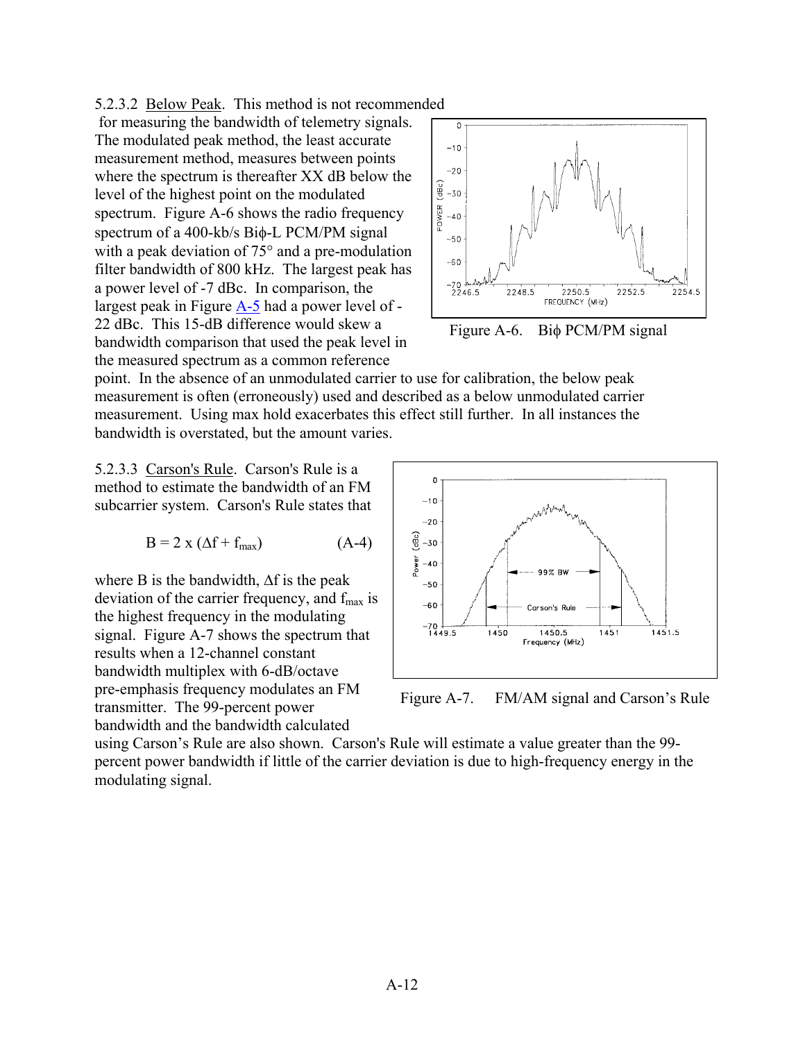5.2.3.2 Below Peak. This method is not recommended for measuring the bandwidth of telemetry signals. The modulated peak method, the least accurate measurement method, measures between points where the spectrum is thereafter XX dB below the level of the highest point on the modulated spectrum. Figure A-6 shows the radio frequency spectrum of a 400-kb/s Biϕ-L PCM/PM signal with a peak deviation of 75° and a pre-modulation filter bandwidth of 800 kHz. The largest peak has a power level of -7 dBc. In comparison, the largest peak in Figure A-5 had a power level of -22 dBc. This 15-dB difference would skew a bandwidth comparison that used the peak level in the measured spectrum as a common reference point. In the absence of an unmodulated carrier to use for calibration, the below peak measurement is often (erroneously) used and described as a below unmodulated carrier measurement. Using max hold exacerbates this effect still further. In all instances the bandwidth is overstated, but the amount varies.

Figure A-6. Biϕ PCM/PM signal

5.2.3.3 Carson's Rule. Carson's Rule is a method to estimate the bandwidth of an FM subcarrier system. Carson's Rule states that

$$B = 2 \times (\Delta f + f_{max}) \qquad \text{(A-4)}$$

where B is the bandwidth, $\Delta f$ is the peak deviation of the carrier frequency, and $f_{max}$ is the highest frequency in the modulating signal. Figure A-7 shows the spectrum that results when a 12-channel constant bandwidth multiplex with 6-dB/octave pre-emphasis frequency modulates an FM transmitter. The 99-percent power bandwidth and the bandwidth calculated using Carson's Rule are also shown. Carson's Rule will estimate a value greater than the 99-percent power bandwidth if little of the carrier deviation is due to high-frequency energy in the modulating signal.

Figure A-7. FM/AM signal and Carson's Rule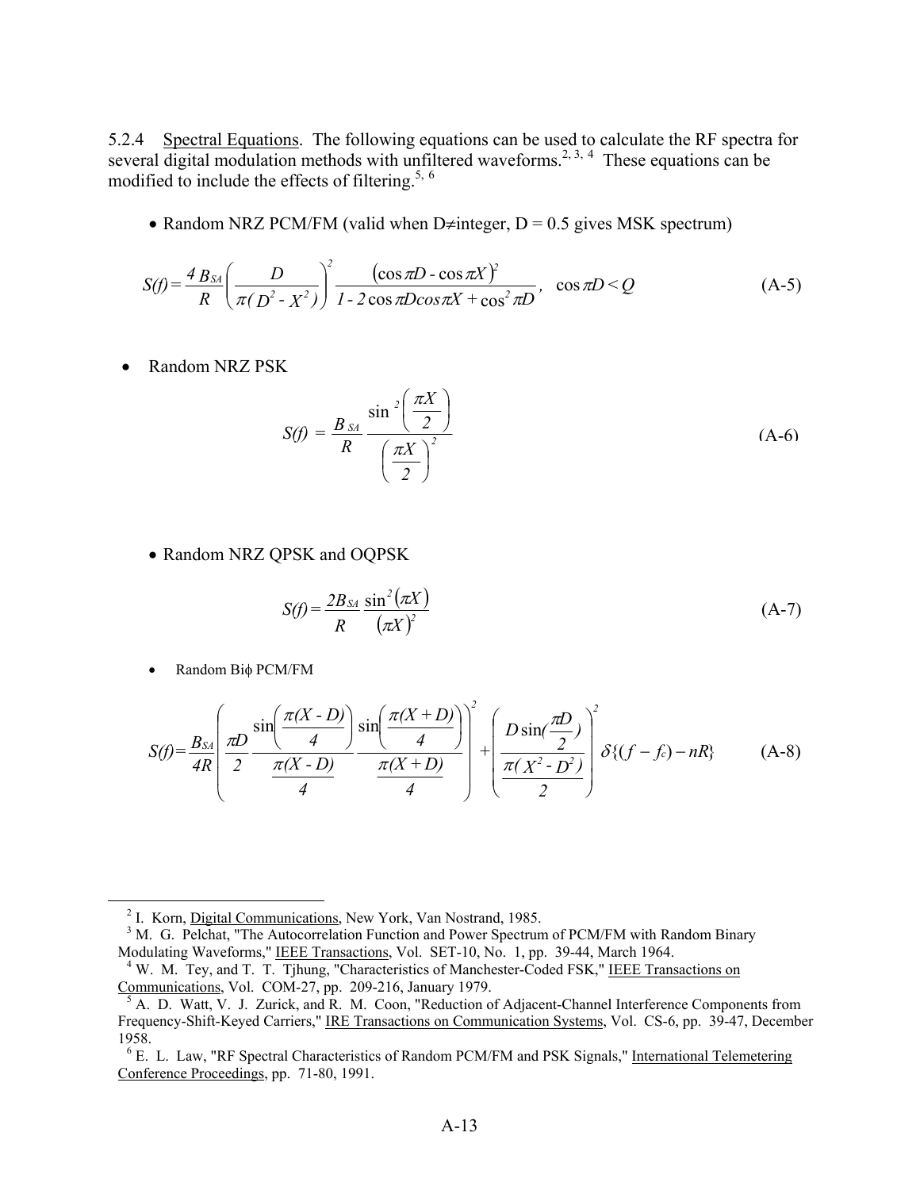5.2.4 Spectral Equations. The following equations can be used to calculate the RF spectra for several digital modulation methods with unfiltered waveforms.[2, 3, 4] These equations can be modified to include the effects of filtering.[5, 6]

- Random NRZ PCM/FM (valid when D≠integer, D = 0.5 gives MSK spectrum)

$$S(f) = \frac{4\,B_{SA}}{R}\left(\frac{D}{\pi(D^2 - X^2)}\right)^2 \frac{(\cos\pi D - \cos\pi X)^2}{1 - 2\cos\pi D\cos\pi X + \cos^2\pi D}, \quad \cos\pi D < Q \tag{A-5}$$

- Random NRZ PSK

$$S(f) = \frac{B_{SA}}{R}\frac{\sin^2\left(\frac{\pi X}{2}\right)}{\left(\frac{\pi X}{2}\right)^2} \tag{A-6}$$

- Random NRZ QPSK and OQPSK

$$S(f) = \frac{2B_{SA}}{R}\frac{\sin^2(\pi X)}{(\pi X)^2} \tag{A-7}$$

- Random Biϕ PCM/FM

$$S(f) = \frac{B_{SA}}{4R}\left(\frac{\pi D}{2}\frac{\sin\left(\frac{\pi(X - D)}{4}\right)}{\frac{\pi(X - D)}{4}}\frac{\sin\left(\frac{\pi(X + D)}{4}\right)}{\frac{\pi(X + D)}{4}}\right)^2 + \left(\frac{D\sin(\frac{\pi D}{2})}{\frac{\pi(X^2 - D^2)}{2}}\right)^2 \delta\{(f - f_c) - nR\} \tag{A-8}$$

---

[2] I. Korn, Digital Communications, New York, Van Nostrand, 1985.

[3] M. G. Pelchat, "The Autocorrelation Function and Power Spectrum of PCM/FM with Random Binary Modulating Waveforms," IEEE Transactions, Vol. SET-10, No. 1, pp. 39-44, March 1964.

[4] W. M. Tey, and T. T. Tjhung, "Characteristics of Manchester-Coded FSK," IEEE Transactions on Communications, Vol. COM-27, pp. 209-216, January 1979.

[5] A. D. Watt, V. J. Zurick, and R. M. Coon, "Reduction of Adjacent-Channel Interference Components from Frequency-Shift-Keyed Carriers," IRE Transactions on Communication Systems, Vol. CS-6, pp. 39-47, December 1958.

[6] E. L. Law, "RF Spectral Characteristics of Random PCM/FM and PSK Signals," International Telemetering Conference Proceedings, pp. 71-80, 1991.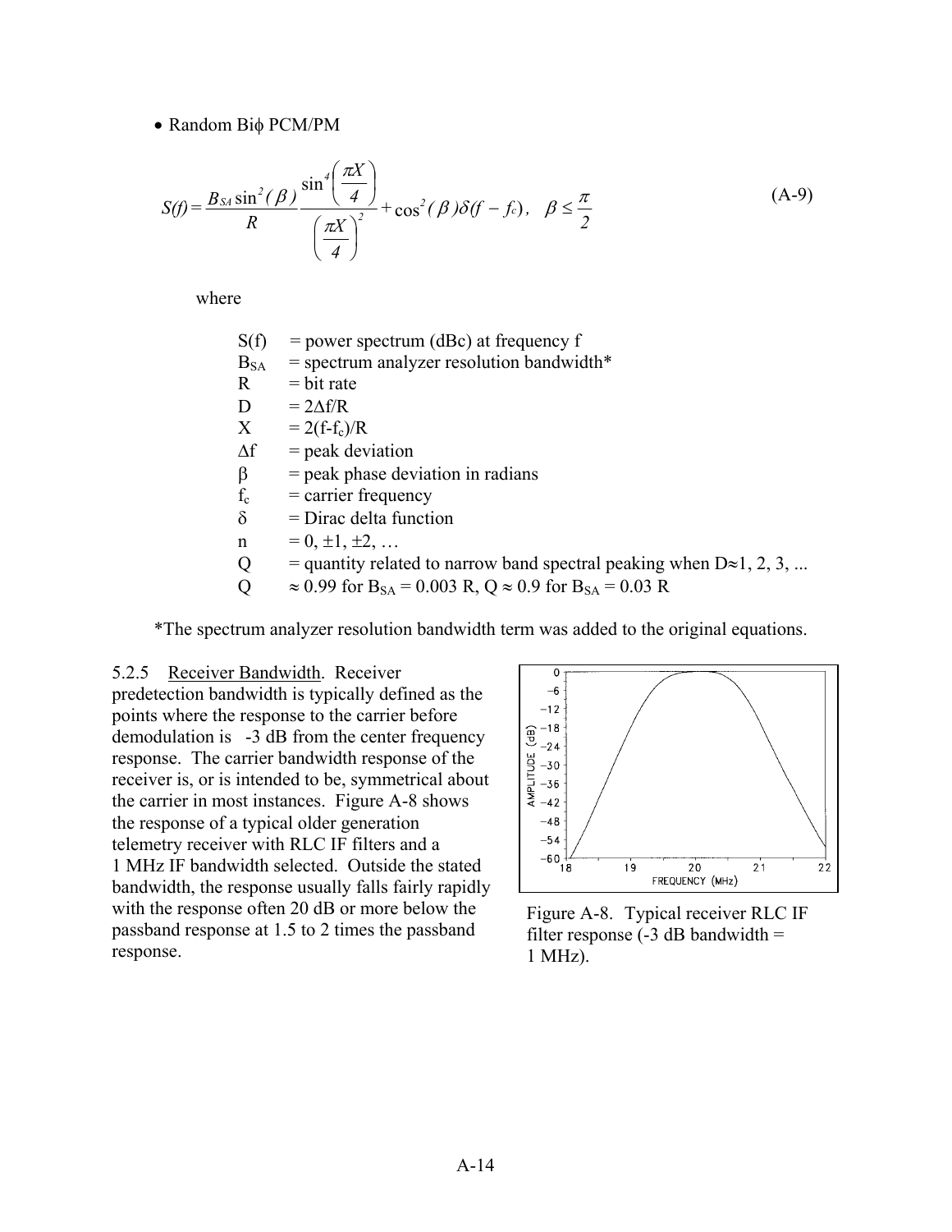- Random Biϕ PCM/PM

$$S(f) = \frac{B_{SA}\sin^2(\beta)}{R}\frac{\sin^4\left(\frac{\pi X}{4}\right)}{\left(\frac{\pi X}{4}\right)^2} + \cos^2(\beta)\delta(f - f_c), \quad \beta \le \frac{\pi}{2} \tag{A-9}$$

where

| | |
|---|---|
| S(f) | = power spectrum (dBc) at frequency f |
| $B_{SA}$ | = spectrum analyzer resolution bandwidth* |
| R | = bit rate |
| D | = $2\Delta f/R$ |
| X | = $2(f-f_c)/R$ |
| $\Delta f$ | = peak deviation |
| $\beta$ | = peak phase deviation in radians |
| $f_c$ | = carrier frequency |
| $\delta$ | = Dirac delta function |
| n | = $0, \pm 1, \pm 2, \ldots$ |
| Q | = quantity related to narrow band spectral peaking when $D \approx 1, 2, 3, \ldots$ |
| Q | $\approx 0.99$ for $B_{SA} = 0.003$ R, $Q \approx 0.9$ for $B_{SA} = 0.03$ R |

*The spectrum analyzer resolution bandwidth term was added to the original equations.

5.2.5 Receiver Bandwidth. Receiver predetection bandwidth is typically defined as the points where the response to the carrier before demodulation is -3 dB from the center frequency response. The carrier bandwidth response of the receiver is, or is intended to be, symmetrical about the carrier in most instances. Figure A-8 shows the response of a typical older generation telemetry receiver with RLC IF filters and a 1 MHz IF bandwidth selected. Outside the stated bandwidth, the response usually falls fairly rapidly with the response often 20 dB or more below the passband response at 1.5 to 2 times the passband response.

Figure A-8. Typical receiver RLC IF filter response (-3 dB bandwidth = 1 MHz).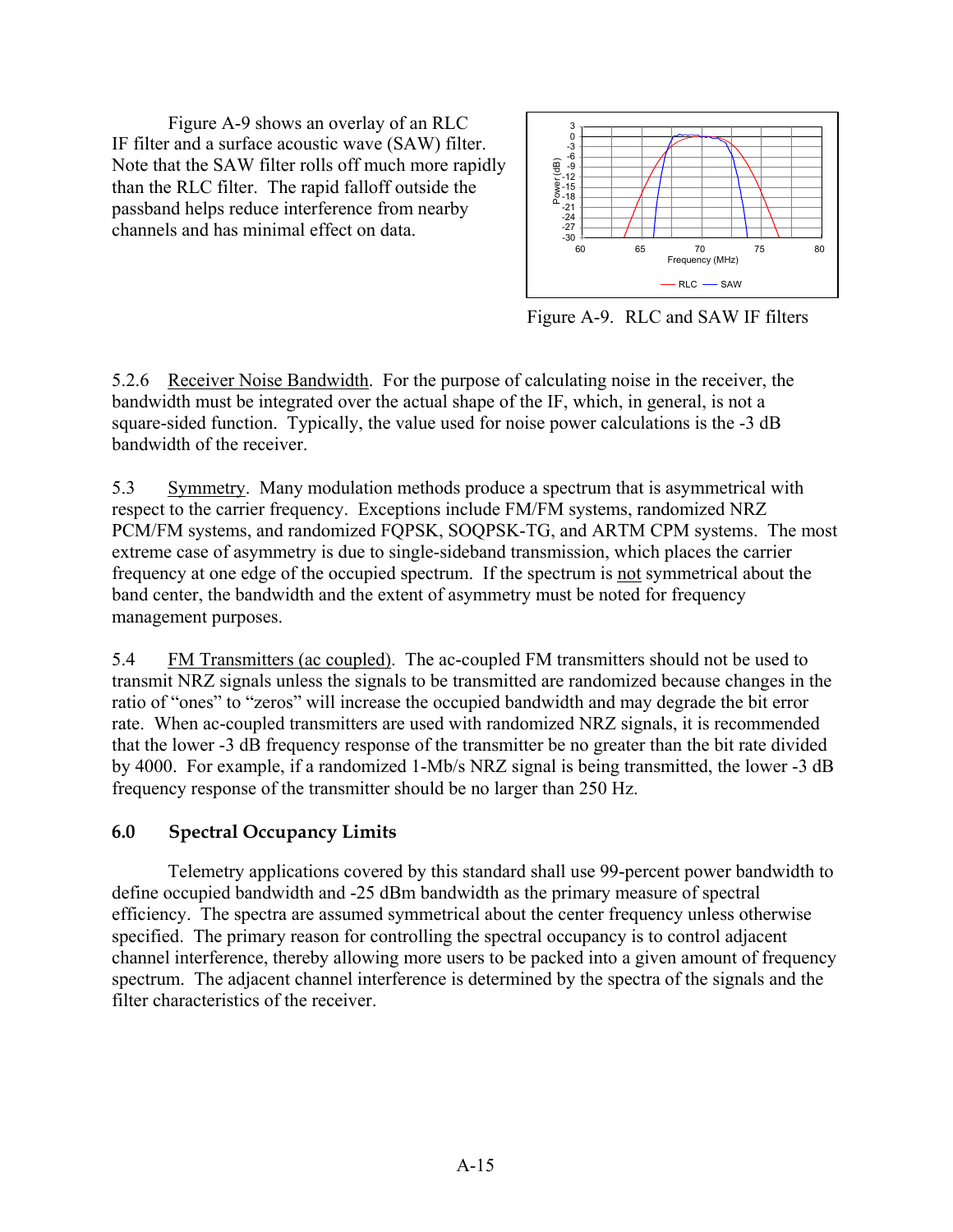Figure A-9 shows an overlay of an RLC IF filter and a surface acoustic wave (SAW) filter. Note that the SAW filter rolls off much more rapidly than the RLC filter. The rapid falloff outside the passband helps reduce interference from nearby channels and has minimal effect on data.

Figure A-9. RLC and SAW IF filters

5.2.6 Receiver Noise Bandwidth. For the purpose of calculating noise in the receiver, the bandwidth must be integrated over the actual shape of the IF, which, in general, is not a square-sided function. Typically, the value used for noise power calculations is the -3 dB bandwidth of the receiver.

5.3 Symmetry. Many modulation methods produce a spectrum that is asymmetrical with respect to the carrier frequency. Exceptions include FM/FM systems, randomized NRZ PCM/FM systems, and randomized FQPSK, SOQPSK-TG, and ARTM CPM systems. The most extreme case of asymmetry is due to single-sideband transmission, which places the carrier frequency at one edge of the occupied spectrum. If the spectrum is not symmetrical about the band center, the bandwidth and the extent of asymmetry must be noted for frequency management purposes.

5.4 FM Transmitters (ac coupled). The ac-coupled FM transmitters should not be used to transmit NRZ signals unless the signals to be transmitted are randomized because changes in the ratio of “ones” to “zeros” will increase the occupied bandwidth and may degrade the bit error rate. When ac-coupled transmitters are used with randomized NRZ signals, it is recommended that the lower -3 dB frequency response of the transmitter be no greater than the bit rate divided by 4000. For example, if a randomized 1-Mb/s NRZ signal is being transmitted, the lower -3 dB frequency response of the transmitter should be no larger than 250 Hz.

## 6.0 Spectral Occupancy Limits

Telemetry applications covered by this standard shall use 99-percent power bandwidth to define occupied bandwidth and -25 dBm bandwidth as the primary measure of spectral efficiency. The spectra are assumed symmetrical about the center frequency unless otherwise specified. The primary reason for controlling the spectral occupancy is to control adjacent channel interference, thereby allowing more users to be packed into a given amount of frequency spectrum. The adjacent channel interference is determined by the spectra of the signals and the filter characteristics of the receiver.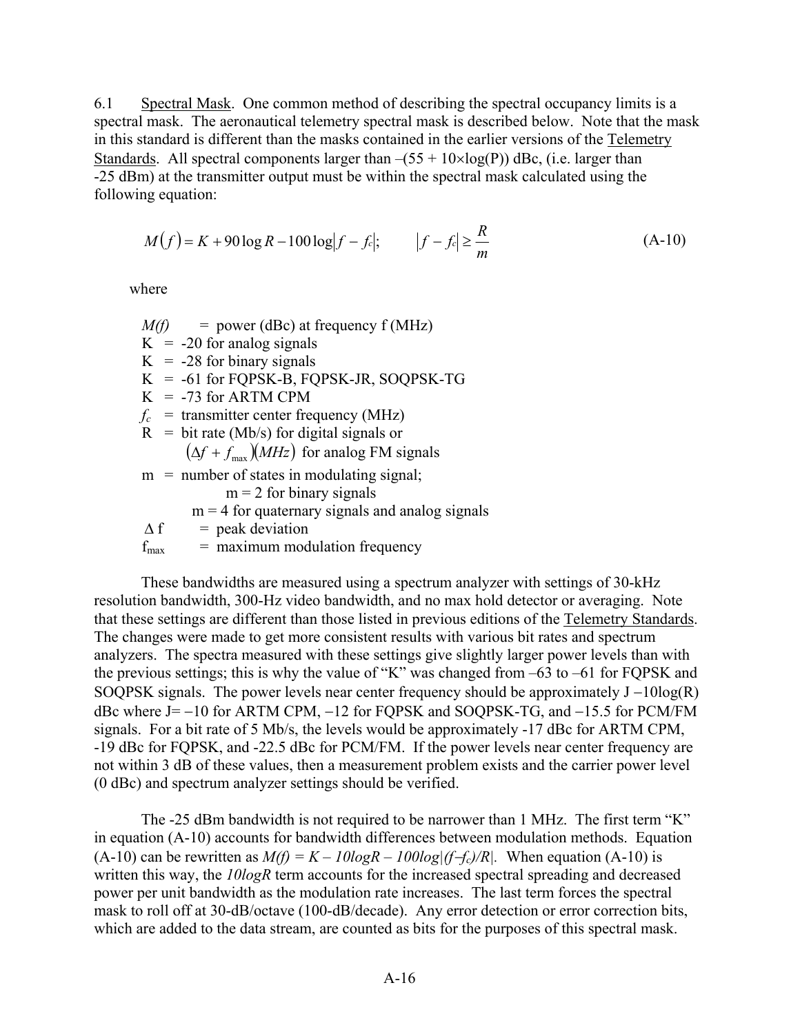6.1 Spectral Mask. One common method of describing the spectral occupancy limits is a spectral mask. The aeronautical telemetry spectral mask is described below. Note that the mask in this standard is different than the masks contained in the earlier versions of the Telemetry Standards. All spectral components larger than $-(55 + 10\times\log(P))$ dBc, (i.e. larger than -25 dBm) at the transmitter output must be within the spectral mask calculated using the following equation:

$$M(f) = K + 90\log R - 100\log|f - f_c|; \qquad |f - f_c| \geq \frac{R}{m} \tag{A-10}$$

where

- $M(f)$ = power (dBc) at frequency f (MHz)
- K = -20 for analog signals
- K = -28 for binary signals
- K = -61 for FQPSK-B, FQPSK-JR, SOQPSK-TG
- K = -73 for ARTM CPM
- $f_c$ = transmitter center frequency (MHz)
- R = bit rate (Mb/s) for digital signals or $(\Delta f + f_{max})(MHz)$ for analog FM signals
- m = number of states in modulating signal;
  - m = 2 for binary signals
  - m = 4 for quaternary signals and analog signals
- $\Delta f$ = peak deviation
- $f_{max}$ = maximum modulation frequency

These bandwidths are measured using a spectrum analyzer with settings of 30-kHz resolution bandwidth, 300-Hz video bandwidth, and no max hold detector or averaging. Note that these settings are different than those listed in previous editions of the Telemetry Standards. The changes were made to get more consistent results with various bit rates and spectrum analyzers. The spectra measured with these settings give slightly larger power levels than with the previous settings; this is why the value of "K" was changed from –63 to –61 for FQPSK and SOQPSK signals. The power levels near center frequency should be approximately $J - 10\log(R)$ dBc where J= −10 for ARTM CPM, −12 for FQPSK and SOQPSK-TG, and −15.5 for PCM/FM signals. For a bit rate of 5 Mb/s, the levels would be approximately -17 dBc for ARTM CPM, -19 dBc for FQPSK, and -22.5 dBc for PCM/FM. If the power levels near center frequency are not within 3 dB of these values, then a measurement problem exists and the carrier power level (0 dBc) and spectrum analyzer settings should be verified.

The -25 dBm bandwidth is not required to be narrower than 1 MHz. The first term "K" in equation (A-10) accounts for bandwidth differences between modulation methods. Equation (A-10) can be rewritten as $M(f) = K - 10\log R - 100\log|(f-f_c)/R|$. When equation (A-10) is written this way, the $10\log R$ term accounts for the increased spectral spreading and decreased power per unit bandwidth as the modulation rate increases. The last term forces the spectral mask to roll off at 30-dB/octave (100-dB/decade). Any error detection or error correction bits, which are added to the data stream, are counted as bits for the purposes of this spectral mask.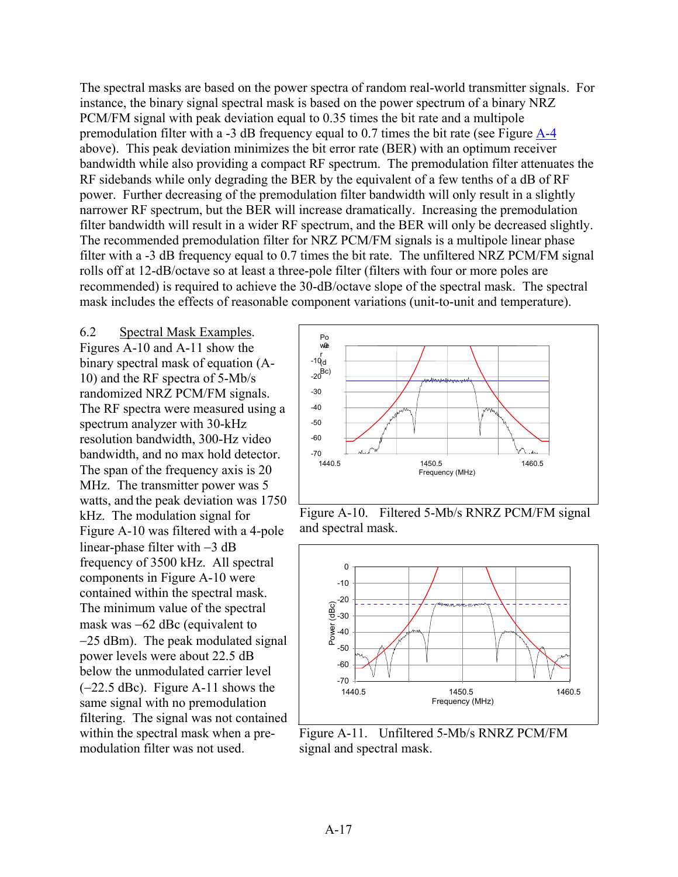The spectral masks are based on the power spectra of random real-world transmitter signals. For instance, the binary signal spectral mask is based on the power spectrum of a binary NRZ PCM/FM signal with peak deviation equal to 0.35 times the bit rate and a multipole premodulation filter with a -3 dB frequency equal to 0.7 times the bit rate (see Figure A-4 above). This peak deviation minimizes the bit error rate (BER) with an optimum receiver bandwidth while also providing a compact RF spectrum. The premodulation filter attenuates the RF sidebands while only degrading the BER by the equivalent of a few tenths of a dB of RF power. Further decreasing of the premodulation filter bandwidth will only result in a slightly narrower RF spectrum, but the BER will increase dramatically. Increasing the premodulation filter bandwidth will result in a wider RF spectrum, and the BER will only be decreased slightly. The recommended premodulation filter for NRZ PCM/FM signals is a multipole linear phase filter with a -3 dB frequency equal to 0.7 times the bit rate. The unfiltered NRZ PCM/FM signal rolls off at 12-dB/octave so at least a three-pole filter (filters with four or more poles are recommended) is required to achieve the 30-dB/octave slope of the spectral mask. The spectral mask includes the effects of reasonable component variations (unit-to-unit and temperature).

6.2 Spectral Mask Examples. Figures A-10 and A-11 show the binary spectral mask of equation (A-10) and the RF spectra of 5-Mb/s randomized NRZ PCM/FM signals. The RF spectra were measured using a spectrum analyzer with 30-kHz resolution bandwidth, 300-Hz video bandwidth, and no max hold detector. The span of the frequency axis is 20 MHz. The transmitter power was 5 watts, and the peak deviation was 1750 kHz. The modulation signal for Figure A-10 was filtered with a 4-pole linear-phase filter with −3 dB frequency of 3500 kHz. All spectral components in Figure A-10 were contained within the spectral mask. The minimum value of the spectral mask was −62 dBc (equivalent to −25 dBm). The peak modulated signal power levels were about 22.5 dB below the unmodulated carrier level (−22.5 dBc). Figure A-11 shows the same signal with no premodulation filtering. The signal was not contained within the spectral mask when a pre-modulation filter was not used.

Figure A-10. Filtered 5-Mb/s RNRZ PCM/FM signal and spectral mask.

Figure A-11. Unfiltered 5-Mb/s RNRZ PCM/FM signal and spectral mask.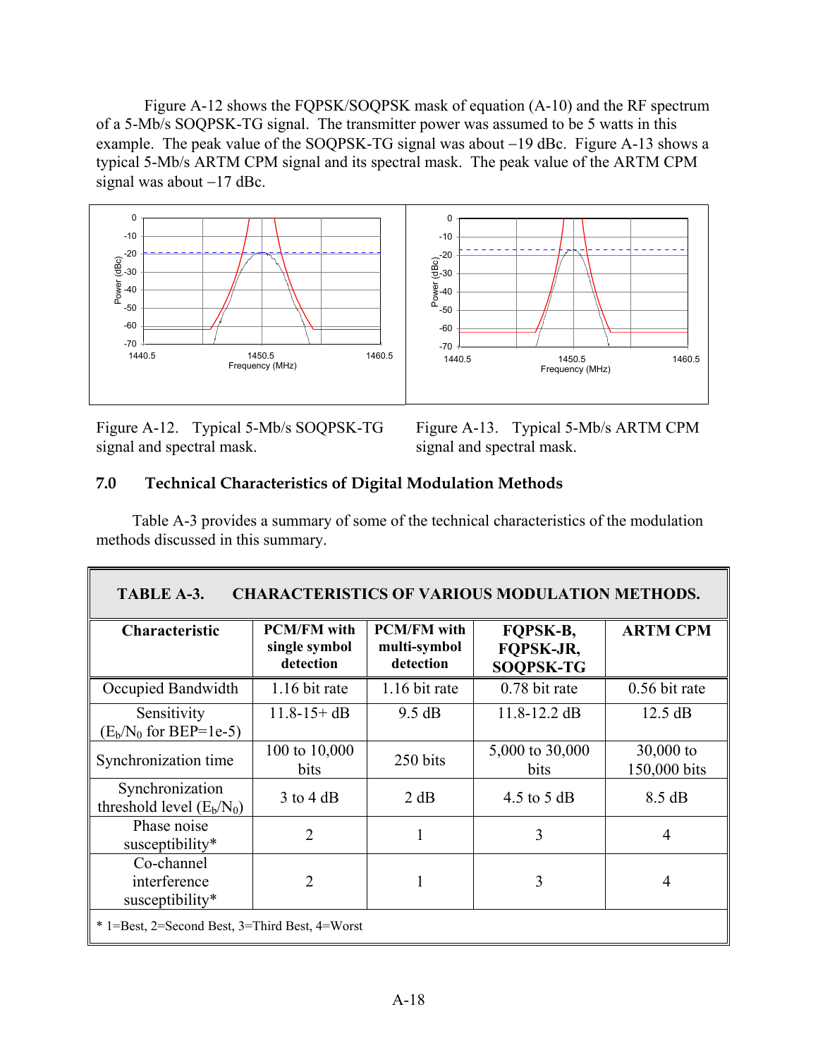Figure A-12 shows the FQPSK/SOQPSK mask of equation (A-10) and the RF spectrum of a 5-Mb/s SOQPSK-TG signal. The transmitter power was assumed to be 5 watts in this example. The peak value of the SOQPSK-TG signal was about −19 dBc. Figure A-13 shows a typical 5-Mb/s ARTM CPM signal and its spectral mask. The peak value of the ARTM CPM signal was about −17 dBc.

Figure A-12. Typical 5-Mb/s SOQPSK-TG signal and spectral mask.

Figure A-13. Typical 5-Mb/s ARTM CPM signal and spectral mask.

## 7.0 Technical Characteristics of Digital Modulation Methods

Table A-3 provides a summary of some of the technical characteristics of the modulation methods discussed in this summary.

**TABLE A-3. CHARACTERISTICS OF VARIOUS MODULATION METHODS.**

| Characteristic | PCM/FM with single symbol detection | PCM/FM with multi-symbol detection | FQPSK-B, FQPSK-JR, SOQPSK-TG | ARTM CPM |
|---|---|---|---|---|
| Occupied Bandwidth | 1.16 bit rate | 1.16 bit rate | 0.78 bit rate | 0.56 bit rate |
| Sensitivity ($E_b/N_0$ for BEP=1e-5) | 11.8-15+ dB | 9.5 dB | 11.8-12.2 dB | 12.5 dB |
| Synchronization time | 100 to 10,000 bits | 250 bits | 5,000 to 30,000 bits | 30,000 to 150,000 bits |
| Synchronization threshold level ($E_b/N_0$) | 3 to 4 dB | 2 dB | 4.5 to 5 dB | 8.5 dB |
| Phase noise susceptibility* | 2 | 1 | 3 | 4 |
| Co-channel interference susceptibility* | 2 | 1 | 3 | 4 |

\* 1=Best, 2=Second Best, 3=Third Best, 4=Worst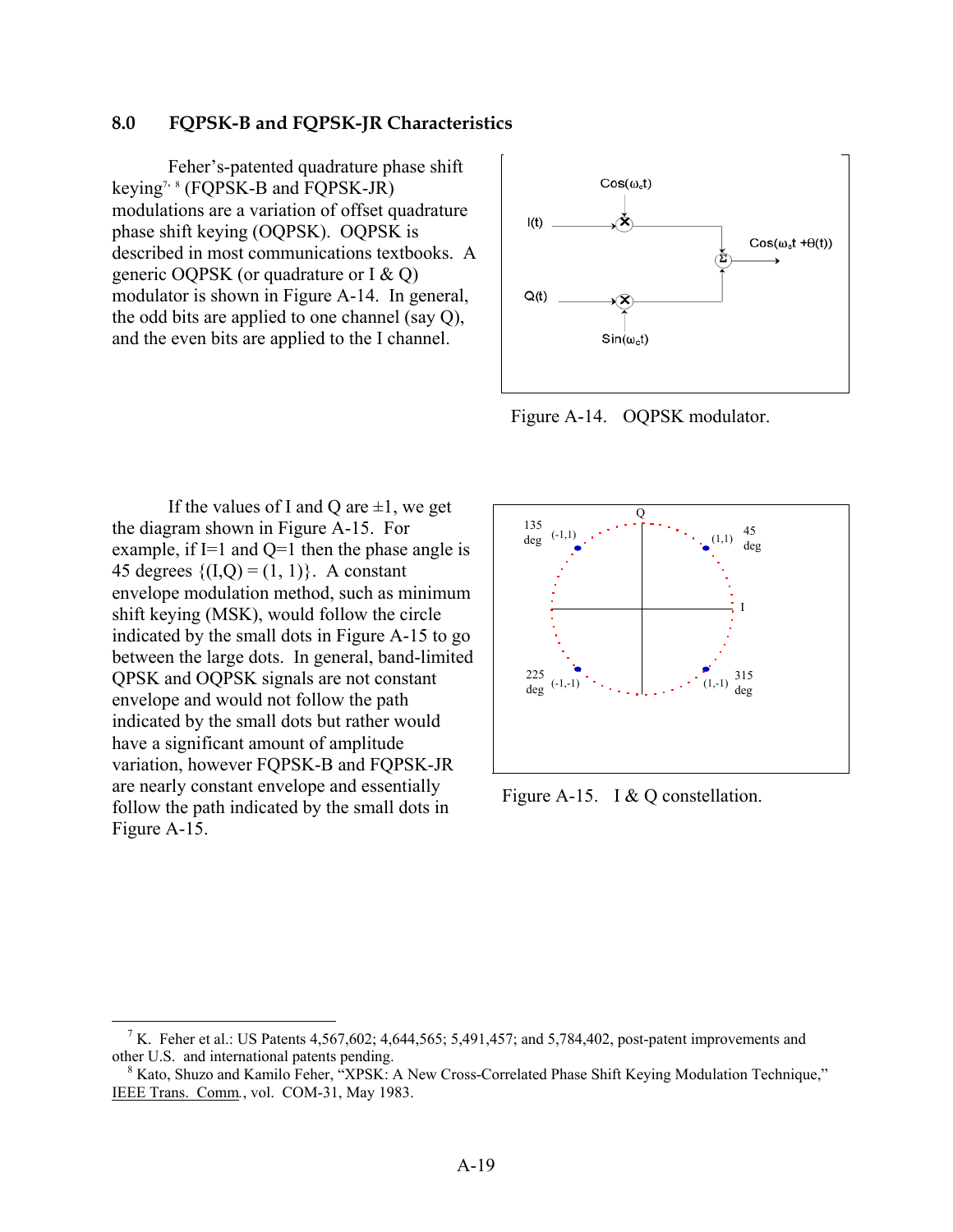## 8.0 FQPSK-B and FQPSK-JR Characteristics

Feher's-patented quadrature phase shift keying[7, 8] (FQPSK-B and FQPSK-JR) modulations are a variation of offset quadrature phase shift keying (OQPSK). OQPSK is described in most communications textbooks. A generic OQPSK (or quadrature or I & Q) modulator is shown in Figure A-14. In general, the odd bits are applied to one channel (say Q), and the even bits are applied to the I channel.

Figure A-14. OQPSK modulator.

If the values of I and Q are ±1, we get the diagram shown in Figure A-15. For example, if I=1 and Q=1 then the phase angle is 45 degrees {(I,Q) = (1, 1)}. A constant envelope modulation method, such as minimum shift keying (MSK), would follow the circle indicated by the small dots in Figure A-15 to go between the large dots. In general, band-limited QPSK and OQPSK signals are not constant envelope and would not follow the path indicated by the small dots but rather would have a significant amount of amplitude variation, however FQPSK-B and FQPSK-JR are nearly constant envelope and essentially follow the path indicated by the small dots in Figure A-15.

Figure A-15. I & Q constellation.

---

[7] K. Feher et al.: US Patents 4,567,602; 4,644,565; 5,491,457; and 5,784,402, post-patent improvements and other U.S. and international patents pending.

[8] Kato, Shuzo and Kamilo Feher, "XPSK: A New Cross-Correlated Phase Shift Keying Modulation Technique," IEEE Trans. Comm., vol. COM-31, May 1983.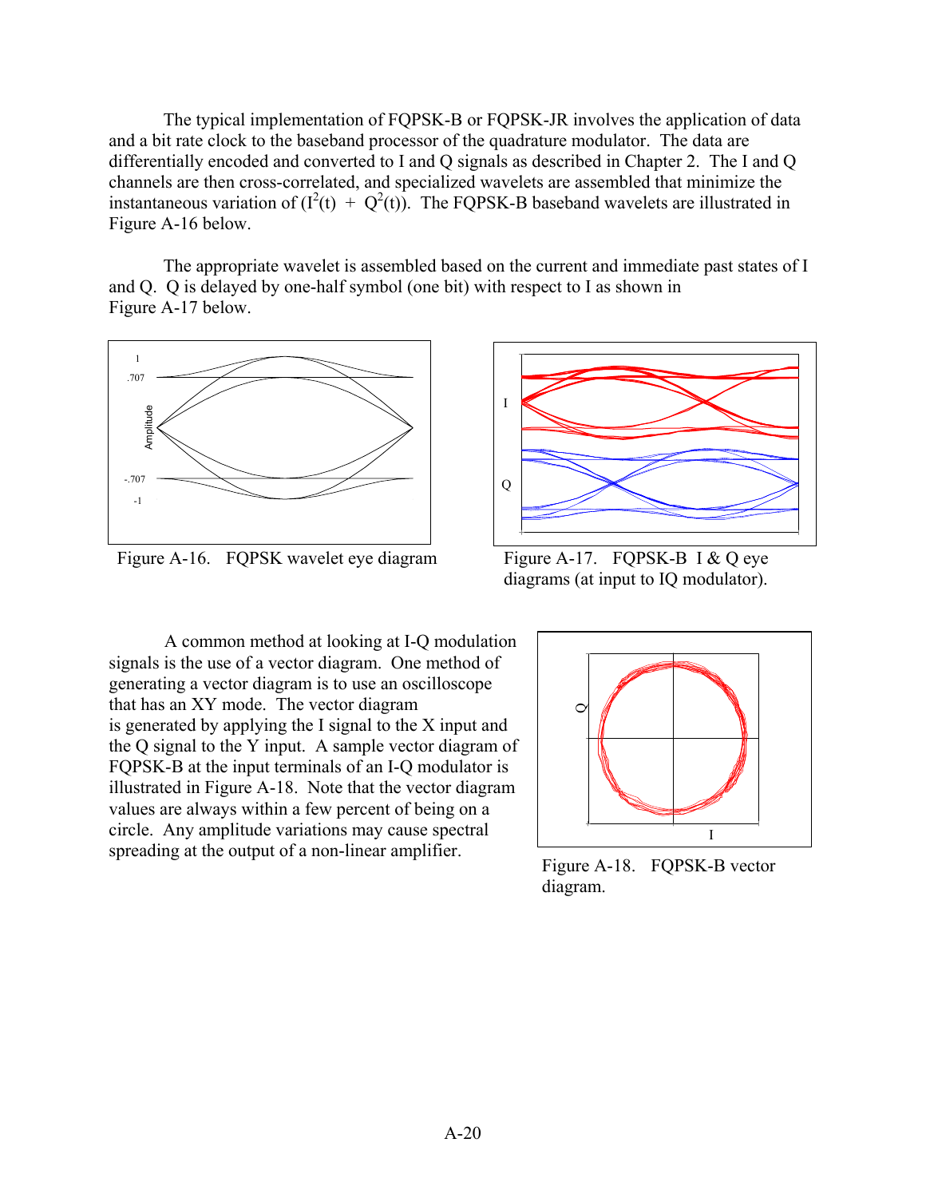The typical implementation of FQPSK-B or FQPSK-JR involves the application of data and a bit rate clock to the baseband processor of the quadrature modulator. The data are differentially encoded and converted to I and Q signals as described in Chapter 2. The I and Q channels are then cross-correlated, and specialized wavelets are assembled that minimize the instantaneous variation of $(I^2(t) + Q^2(t))$. The FQPSK-B baseband wavelets are illustrated in Figure A-16 below.

The appropriate wavelet is assembled based on the current and immediate past states of I and Q. Q is delayed by one-half symbol (one bit) with respect to I as shown in Figure A-17 below.

Figure A-16. FQPSK wavelet eye diagram

Figure A-17. FQPSK-B I & Q eye diagrams (at input to IQ modulator).

A common method at looking at I-Q modulation signals is the use of a vector diagram. One method of generating a vector diagram is to use an oscilloscope that has an XY mode. The vector diagram is generated by applying the I signal to the X input and the Q signal to the Y input. A sample vector diagram of FQPSK-B at the input terminals of an I-Q modulator is illustrated in Figure A-18. Note that the vector diagram values are always within a few percent of being on a circle. Any amplitude variations may cause spectral spreading at the output of a non-linear amplifier.

Figure A-18. FQPSK-B vector diagram.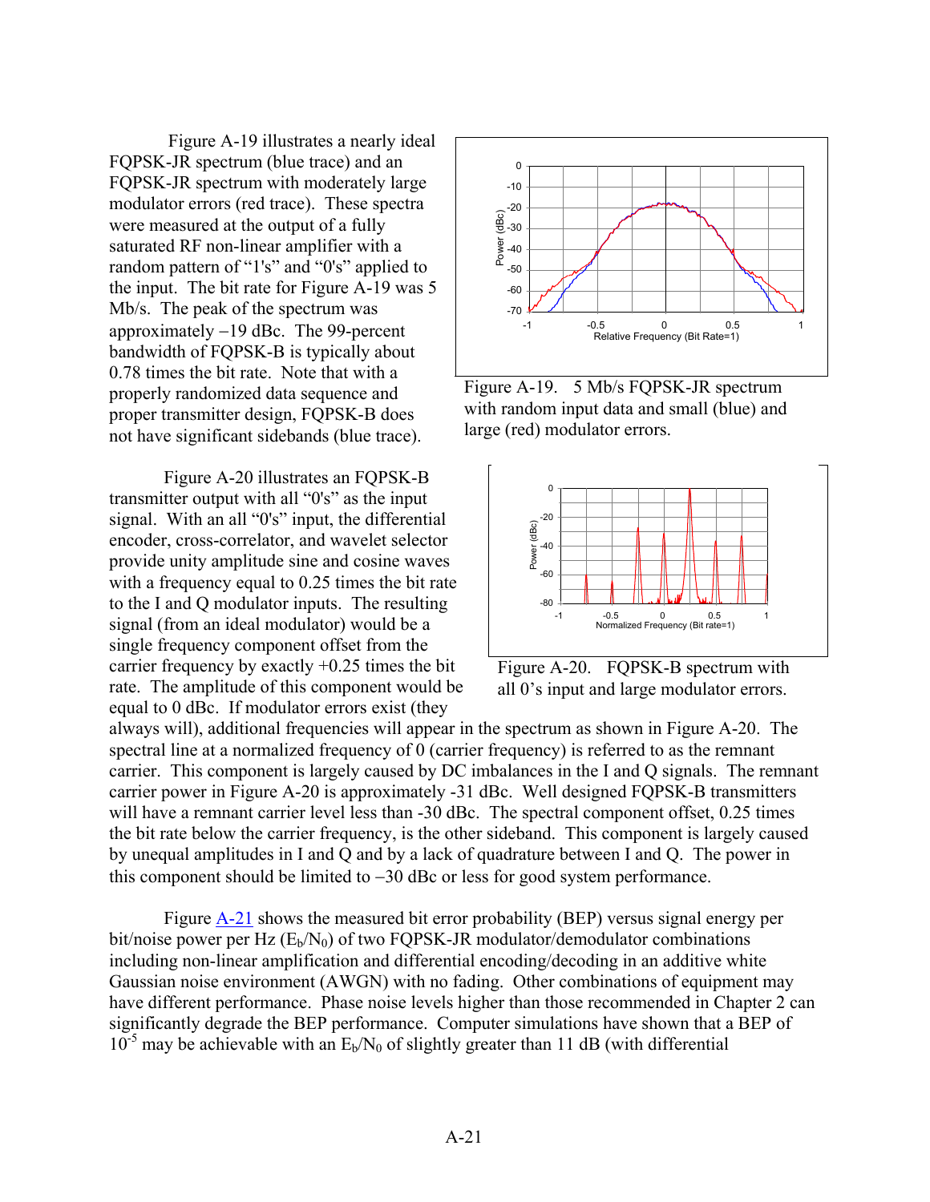Figure A-19 illustrates a nearly ideal FQPSK-JR spectrum (blue trace) and an FQPSK-JR spectrum with moderately large modulator errors (red trace). These spectra were measured at the output of a fully saturated RF non-linear amplifier with a random pattern of "1's" and "0's" applied to the input. The bit rate for Figure A-19 was 5 Mb/s. The peak of the spectrum was approximately −19 dBc. The 99-percent bandwidth of FQPSK-B is typically about 0.78 times the bit rate. Note that with a properly randomized data sequence and proper transmitter design, FQPSK-B does not have significant sidebands (blue trace).

Figure A-19. 5 Mb/s FQPSK-JR spectrum with random input data and small (blue) and large (red) modulator errors.

Figure A-20 illustrates an FQPSK-B transmitter output with all "0's" as the input signal. With an all "0's" input, the differential encoder, cross-correlator, and wavelet selector provide unity amplitude sine and cosine waves with a frequency equal to 0.25 times the bit rate to the I and Q modulator inputs. The resulting signal (from an ideal modulator) would be a single frequency component offset from the carrier frequency by exactly +0.25 times the bit rate. The amplitude of this component would be equal to 0 dBc. If modulator errors exist (they always will), additional frequencies will appear in the spectrum as shown in Figure A-20. The spectral line at a normalized frequency of 0 (carrier frequency) is referred to as the remnant carrier. This component is largely caused by DC imbalances in the I and Q signals. The remnant carrier power in Figure A-20 is approximately -31 dBc. Well designed FQPSK-B transmitters will have a remnant carrier level less than -30 dBc. The spectral component offset, 0.25 times the bit rate below the carrier frequency, is the other sideband. This component is largely caused by unequal amplitudes in I and Q and by a lack of quadrature between I and Q. The power in this component should be limited to −30 dBc or less for good system performance.

Figure A-20. FQPSK-B spectrum with all 0's input and large modulator errors.

Figure A-21 shows the measured bit error probability (BEP) versus signal energy per bit/noise power per Hz ($E_b/N_0$) of two FQPSK-JR modulator/demodulator combinations including non-linear amplification and differential encoding/decoding in an additive white Gaussian noise environment (AWGN) with no fading. Other combinations of equipment may have different performance. Phase noise levels higher than those recommended in Chapter 2 can significantly degrade the BEP performance. Computer simulations have shown that a BEP of $10^{-5}$ may be achievable with an $E_b/N_0$ of slightly greater than 11 dB (with differential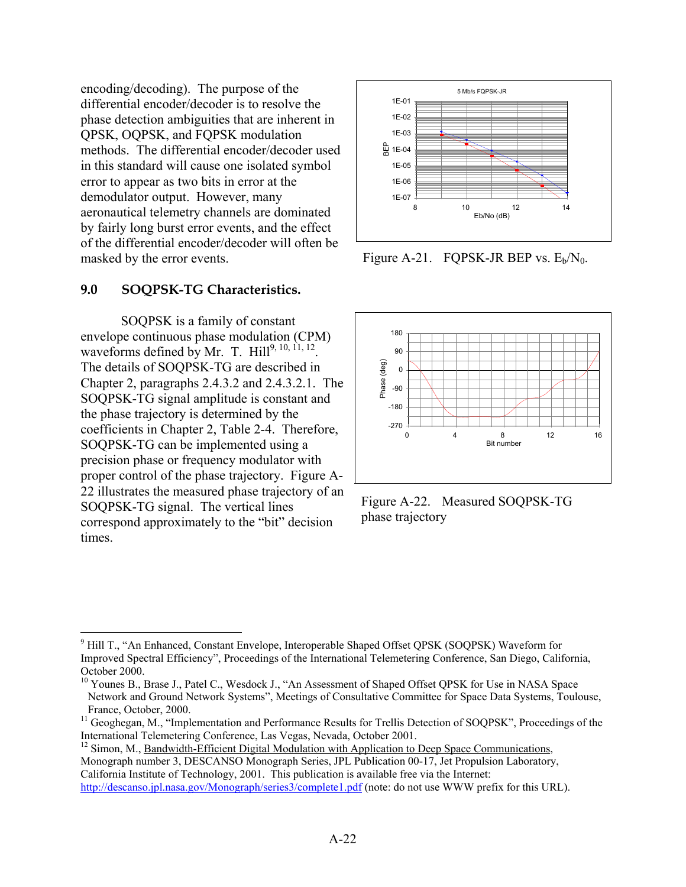encoding/decoding). The purpose of the differential encoder/decoder is to resolve the phase detection ambiguities that are inherent in QPSK, OQPSK, and FQPSK modulation methods. The differential encoder/decoder used in this standard will cause one isolated symbol error to appear as two bits in error at the demodulator output. However, many aeronautical telemetry channels are dominated by fairly long burst error events, and the effect of the differential encoder/decoder will often be masked by the error events.

Figure A-21. FQPSK-JR BEP vs. $E_b/N_0$.

## 9.0 SOQPSK-TG Characteristics.

SOQPSK is a family of constant envelope continuous phase modulation (CPM) waveforms defined by Mr. T. Hill[9, 10, 11, 12]. The details of SOQPSK-TG are described in Chapter 2, paragraphs 2.4.3.2 and 2.4.3.2.1. The SOQPSK-TG signal amplitude is constant and the phase trajectory is determined by the coefficients in Chapter 2, Table 2-4. Therefore, SOQPSK-TG can be implemented using a precision phase or frequency modulator with proper control of the phase trajectory. Figure A-22 illustrates the measured phase trajectory of an SOQPSK-TG signal. The vertical lines correspond approximately to the "bit" decision times.

Figure A-22. Measured SOQPSK-TG phase trajectory

---

[9] Hill T., "An Enhanced, Constant Envelope, Interoperable Shaped Offset QPSK (SOQPSK) Waveform for Improved Spectral Efficiency", Proceedings of the International Telemetering Conference, San Diego, California, October 2000.

[10] Younes B., Brase J., Patel C., Wesdock J., "An Assessment of Shaped Offset QPSK for Use in NASA Space Network and Ground Network Systems", Meetings of Consultative Committee for Space Data Systems, Toulouse, France, October, 2000.

[11] Geoghegan, M., "Implementation and Performance Results for Trellis Detection of SOQPSK", Proceedings of the International Telemetering Conference, Las Vegas, Nevada, October 2001.

[12] Simon, M., Bandwidth-Efficient Digital Modulation with Application to Deep Space Communications, Monograph number 3, DESCANSO Monograph Series, JPL Publication 00-17, Jet Propulsion Laboratory, California Institute of Technology, 2001. This publication is available free via the Internet: http://descanso.jpl.nasa.gov/Monograph/series3/complete1.pdf (note: do not use WWW prefix for this URL).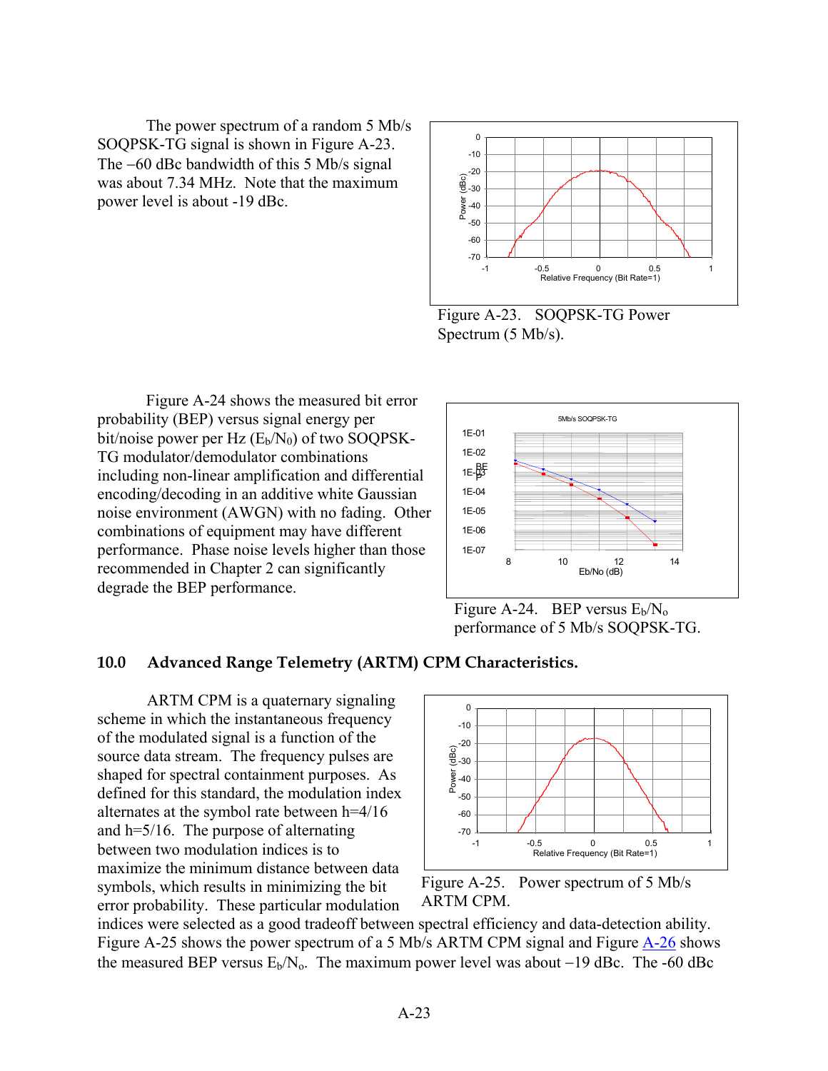The power spectrum of a random 5 Mb/s SOQPSK-TG signal is shown in Figure A-23. The −60 dBc bandwidth of this 5 Mb/s signal was about 7.34 MHz. Note that the maximum power level is about -19 dBc.

Figure A-23. SOQPSK-TG Power Spectrum (5 Mb/s).

Figure A-24 shows the measured bit error probability (BEP) versus signal energy per bit/noise power per Hz ($E_b/N_0$) of two SOQPSK-TG modulator/demodulator combinations including non-linear amplification and differential encoding/decoding in an additive white Gaussian noise environment (AWGN) with no fading. Other combinations of equipment may have different performance. Phase noise levels higher than those recommended in Chapter 2 can significantly degrade the BEP performance.

Figure A-24. BEP versus $E_b/N_o$ performance of 5 Mb/s SOQPSK-TG.

## 10.0 Advanced Range Telemetry (ARTM) CPM Characteristics.

ARTM CPM is a quaternary signaling scheme in which the instantaneous frequency of the modulated signal is a function of the source data stream. The frequency pulses are shaped for spectral containment purposes. As defined for this standard, the modulation index alternates at the symbol rate between h=4/16 and h=5/16. The purpose of alternating between two modulation indices is to maximize the minimum distance between data symbols, which results in minimizing the bit error probability. These particular modulation indices were selected as a good tradeoff between spectral efficiency and data-detection ability. Figure A-25 shows the power spectrum of a 5 Mb/s ARTM CPM signal and Figure A-26 shows the measured BEP versus $E_b/N_o$. The maximum power level was about −19 dBc. The -60 dBc

Figure A-25. Power spectrum of 5 Mb/s ARTM CPM.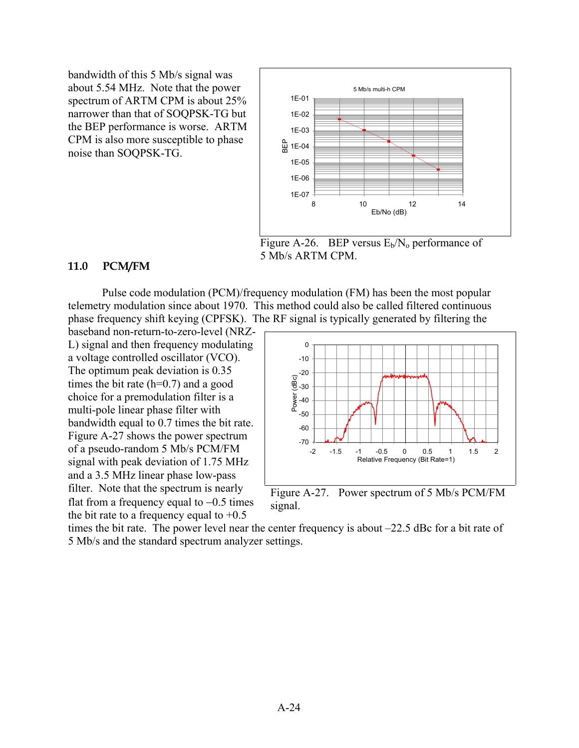bandwidth of this 5 Mb/s signal was about 5.54 MHz. Note that the power spectrum of ARTM CPM is about 25% narrower than that of SOQPSK-TG but the BEP performance is worse. ARTM CPM is also more susceptible to phase noise than SOQPSK-TG.

Figure A-26. BEP versus $E_b/N_o$ performance of 5 Mb/s ARTM CPM.

## 11.0 PCM/FM

Pulse code modulation (PCM)/frequency modulation (FM) has been the most popular telemetry modulation since about 1970. This method could also be called filtered continuous phase frequency shift keying (CPFSK). The RF signal is typically generated by filtering the baseband non-return-to-zero-level (NRZ-L) signal and then frequency modulating a voltage controlled oscillator (VCO). The optimum peak deviation is 0.35 times the bit rate (h=0.7) and a good choice for a premodulation filter is a multi-pole linear phase filter with bandwidth equal to 0.7 times the bit rate. Figure A-27 shows the power spectrum of a pseudo-random 5 Mb/s PCM/FM signal with peak deviation of 1.75 MHz and a 3.5 MHz linear phase low-pass filter. Note that the spectrum is nearly flat from a frequency equal to –0.5 times the bit rate to a frequency equal to +0.5 times the bit rate. The power level near the center frequency is about –22.5 dBc for a bit rate of 5 Mb/s and the standard spectrum analyzer settings.

Figure A-27. Power spectrum of 5 Mb/s PCM/FM signal.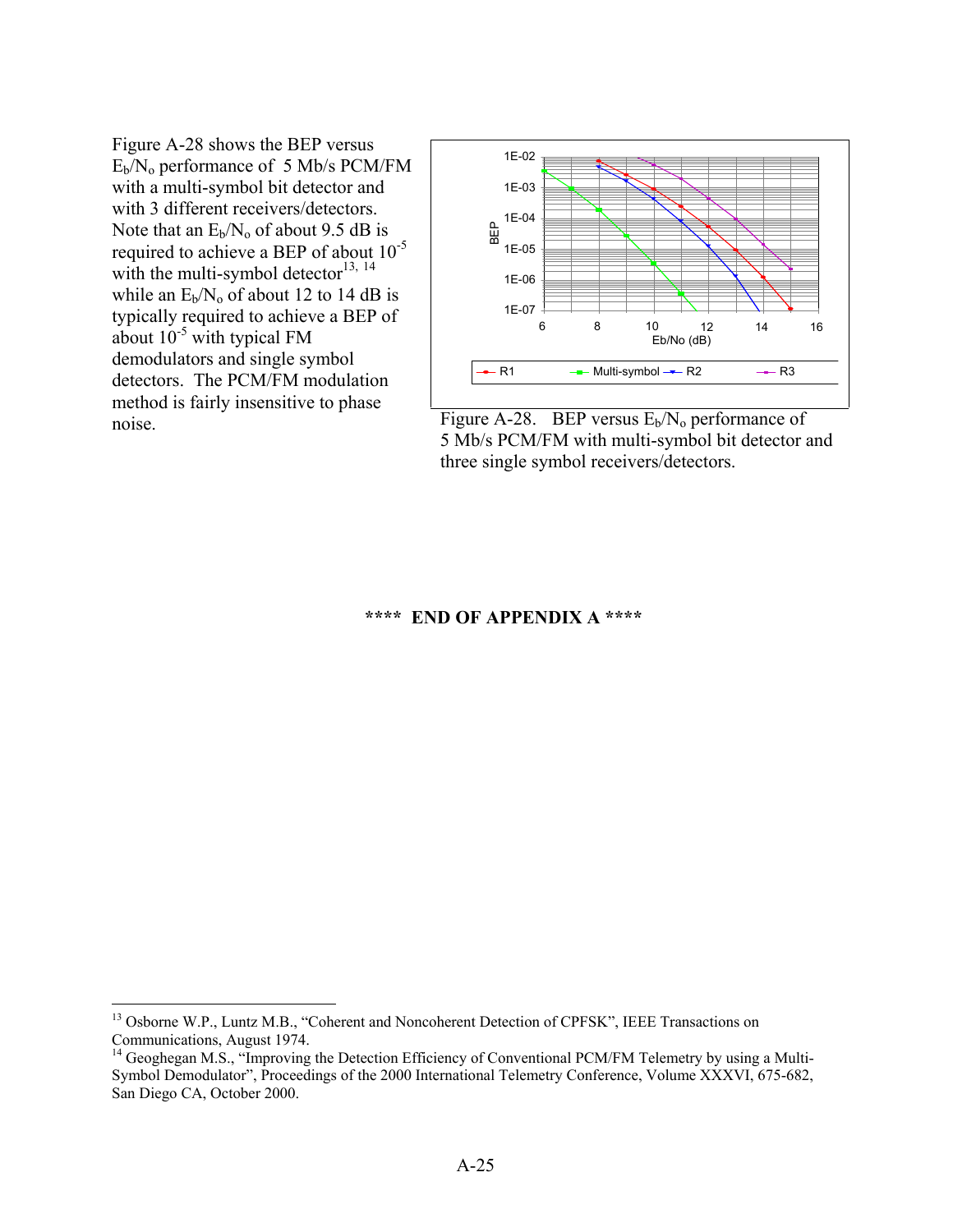Figure A-28 shows the BEP versus $E_b/N_o$ performance of 5 Mb/s PCM/FM with a multi-symbol bit detector and with 3 different receivers/detectors. Note that an $E_b/N_o$ of about 9.5 dB is required to achieve a BEP of about $10^{-5}$ with the multi-symbol detector[13, 14] while an $E_b/N_o$ of about 12 to 14 dB is typically required to achieve a BEP of about $10^{-5}$ with typical FM demodulators and single symbol detectors. The PCM/FM modulation method is fairly insensitive to phase noise.

1E-02
1E-03
1E-04
1E-05
1E-06
1E-07
BEP
6
8
10
12
14
16
Eb/No (dB)
R1
Multi-symbol
R2
R3

Figure A-28. BEP versus $E_b/N_o$ performance of 5 Mb/s PCM/FM with multi-symbol bit detector and three single symbol receivers/detectors.

**\*\*\*\* END OF APPENDIX A \*\*\*\***

---

[13] Osborne W.P., Luntz M.B., "Coherent and Noncoherent Detection of CPFSK", IEEE Transactions on Communications, August 1974.

[14] Geoghegan M.S., "Improving the Detection Efficiency of Conventional PCM/FM Telemetry by using a Multi-Symbol Demodulator", Proceedings of the 2000 International Telemetry Conference, Volume XXXVI, 675-682, San Diego CA, October 2000.